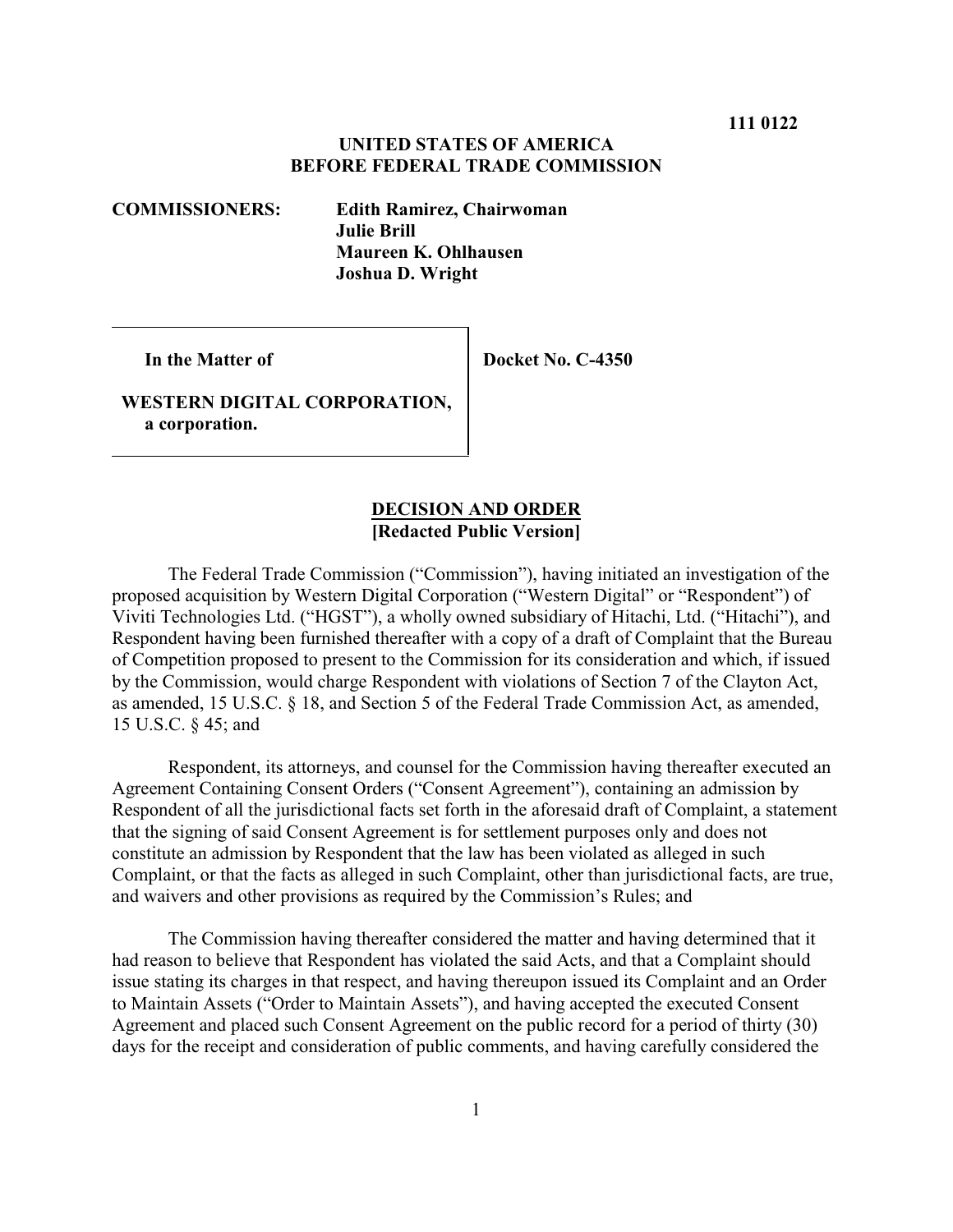**111 0122**

**UNITED STATES OF AMERICA**
**BEFORE FEDERAL TRADE COMMISSION**

**COMMISSIONERS:** **Edith Ramirez, Chairwoman**
**Julie Brill**
**Maureen K. Ohlhausen**
**Joshua D. Wright**

| | |
|---|---|
| **In the Matter of**<br><br>**WESTERN DIGITAL CORPORATION, a corporation.** | **Docket No. C-4350** |

## DECISION AND ORDER
**[Redacted Public Version]**

The Federal Trade Commission ("Commission"), having initiated an investigation of the proposed acquisition by Western Digital Corporation ("Western Digital" or "Respondent") of Viviti Technologies Ltd. ("HGST"), a wholly owned subsidiary of Hitachi, Ltd. ("Hitachi"), and Respondent having been furnished thereafter with a copy of a draft of Complaint that the Bureau of Competition proposed to present to the Commission for its consideration and which, if issued by the Commission, would charge Respondent with violations of Section 7 of the Clayton Act, as amended, 15 U.S.C. § 18, and Section 5 of the Federal Trade Commission Act, as amended, 15 U.S.C. § 45; and

Respondent, its attorneys, and counsel for the Commission having thereafter executed an Agreement Containing Consent Orders ("Consent Agreement"), containing an admission by Respondent of all the jurisdictional facts set forth in the aforesaid draft of Complaint, a statement that the signing of said Consent Agreement is for settlement purposes only and does not constitute an admission by Respondent that the law has been violated as alleged in such Complaint, or that the facts as alleged in such Complaint, other than jurisdictional facts, are true, and waivers and other provisions as required by the Commission's Rules; and

The Commission having thereafter considered the matter and having determined that it had reason to believe that Respondent has violated the said Acts, and that a Complaint should issue stating its charges in that respect, and having thereupon issued its Complaint and an Order to Maintain Assets ("Order to Maintain Assets"), and having accepted the executed Consent Agreement and placed such Consent Agreement on the public record for a period of thirty (30) days for the receipt and consideration of public comments, and having carefully considered the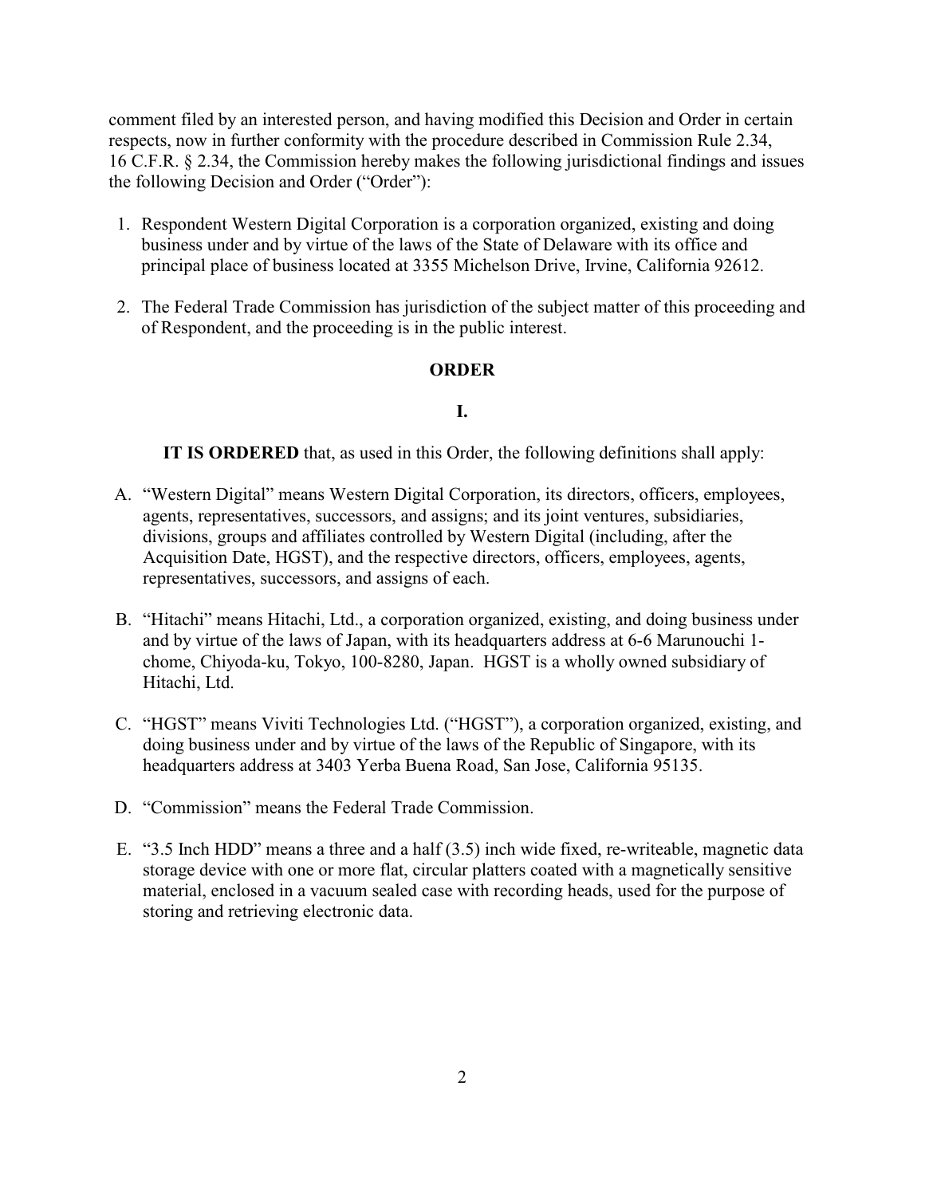comment filed by an interested person, and having modified this Decision and Order in certain respects, now in further conformity with the procedure described in Commission Rule 2.34, 16 C.F.R. § 2.34, the Commission hereby makes the following jurisdictional findings and issues the following Decision and Order ("Order"):

1. Respondent Western Digital Corporation is a corporation organized, existing and doing business under and by virtue of the laws of the State of Delaware with its office and principal place of business located at 3355 Michelson Drive, Irvine, California 92612.

2. The Federal Trade Commission has jurisdiction of the subject matter of this proceeding and of Respondent, and the proceeding is in the public interest.

**ORDER**

**I.**

**IT IS ORDERED** that, as used in this Order, the following definitions shall apply:

A. "Western Digital" means Western Digital Corporation, its directors, officers, employees, agents, representatives, successors, and assigns; and its joint ventures, subsidiaries, divisions, groups and affiliates controlled by Western Digital (including, after the Acquisition Date, HGST), and the respective directors, officers, employees, agents, representatives, successors, and assigns of each.

B. "Hitachi" means Hitachi, Ltd., a corporation organized, existing, and doing business under and by virtue of the laws of Japan, with its headquarters address at 6-6 Marunouchi 1-chome, Chiyoda-ku, Tokyo, 100-8280, Japan. HGST is a wholly owned subsidiary of Hitachi, Ltd.

C. "HGST" means Viviti Technologies Ltd. ("HGST"), a corporation organized, existing, and doing business under and by virtue of the laws of the Republic of Singapore, with its headquarters address at 3403 Yerba Buena Road, San Jose, California 95135.

D. "Commission" means the Federal Trade Commission.

E. "3.5 Inch HDD" means a three and a half (3.5) inch wide fixed, re-writeable, magnetic data storage device with one or more flat, circular platters coated with a magnetically sensitive material, enclosed in a vacuum sealed case with recording heads, used for the purpose of storing and retrieving electronic data.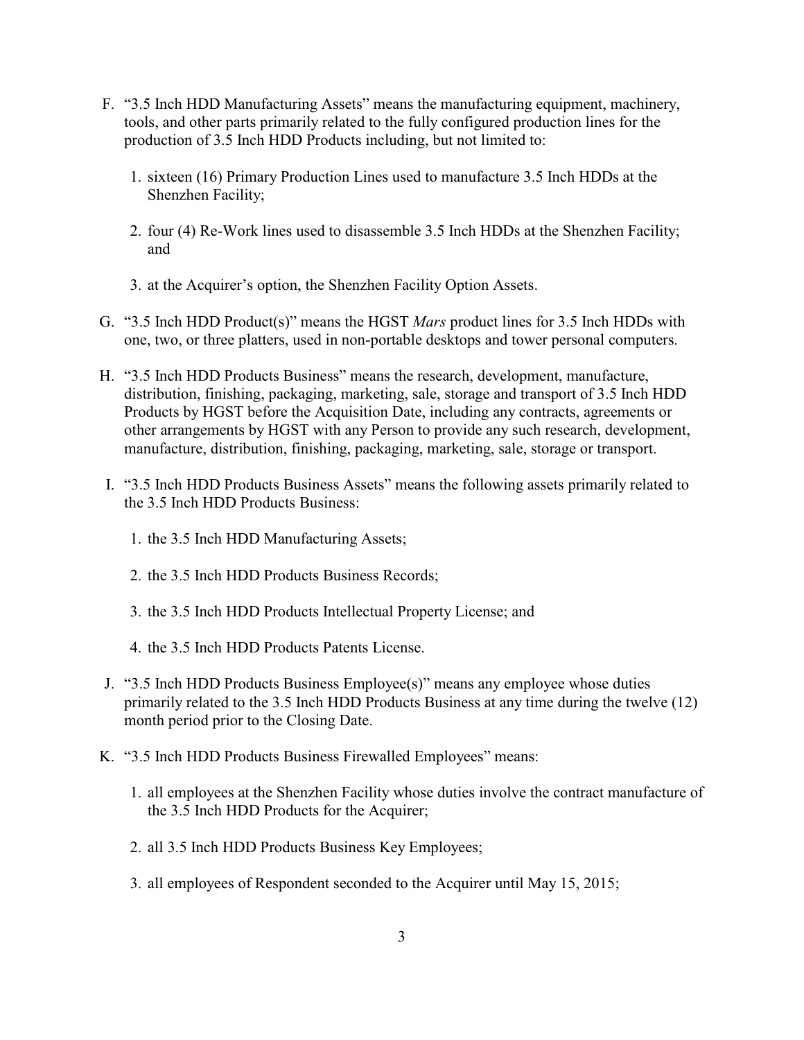F. "3.5 Inch HDD Manufacturing Assets" means the manufacturing equipment, machinery, tools, and other parts primarily related to the fully configured production lines for the production of 3.5 Inch HDD Products including, but not limited to:

   1. sixteen (16) Primary Production Lines used to manufacture 3.5 Inch HDDs at the Shenzhen Facility;

   2. four (4) Re-Work lines used to disassemble 3.5 Inch HDDs at the Shenzhen Facility; and

   3. at the Acquirer's option, the Shenzhen Facility Option Assets.

G. "3.5 Inch HDD Product(s)" means the HGST *Mars* product lines for 3.5 Inch HDDs with one, two, or three platters, used in non-portable desktops and tower personal computers.

H. "3.5 Inch HDD Products Business" means the research, development, manufacture, distribution, finishing, packaging, marketing, sale, storage and transport of 3.5 Inch HDD Products by HGST before the Acquisition Date, including any contracts, agreements or other arrangements by HGST with any Person to provide any such research, development, manufacture, distribution, finishing, packaging, marketing, sale, storage or transport.

I. "3.5 Inch HDD Products Business Assets" means the following assets primarily related to the 3.5 Inch HDD Products Business:

   1. the 3.5 Inch HDD Manufacturing Assets;

   2. the 3.5 Inch HDD Products Business Records;

   3. the 3.5 Inch HDD Products Intellectual Property License; and

   4. the 3.5 Inch HDD Products Patents License.

J. "3.5 Inch HDD Products Business Employee(s)" means any employee whose duties primarily related to the 3.5 Inch HDD Products Business at any time during the twelve (12) month period prior to the Closing Date.

K. "3.5 Inch HDD Products Business Firewalled Employees" means:

   1. all employees at the Shenzhen Facility whose duties involve the contract manufacture of the 3.5 Inch HDD Products for the Acquirer;

   2. all 3.5 Inch HDD Products Business Key Employees;

   3. all employees of Respondent seconded to the Acquirer until May 15, 2015;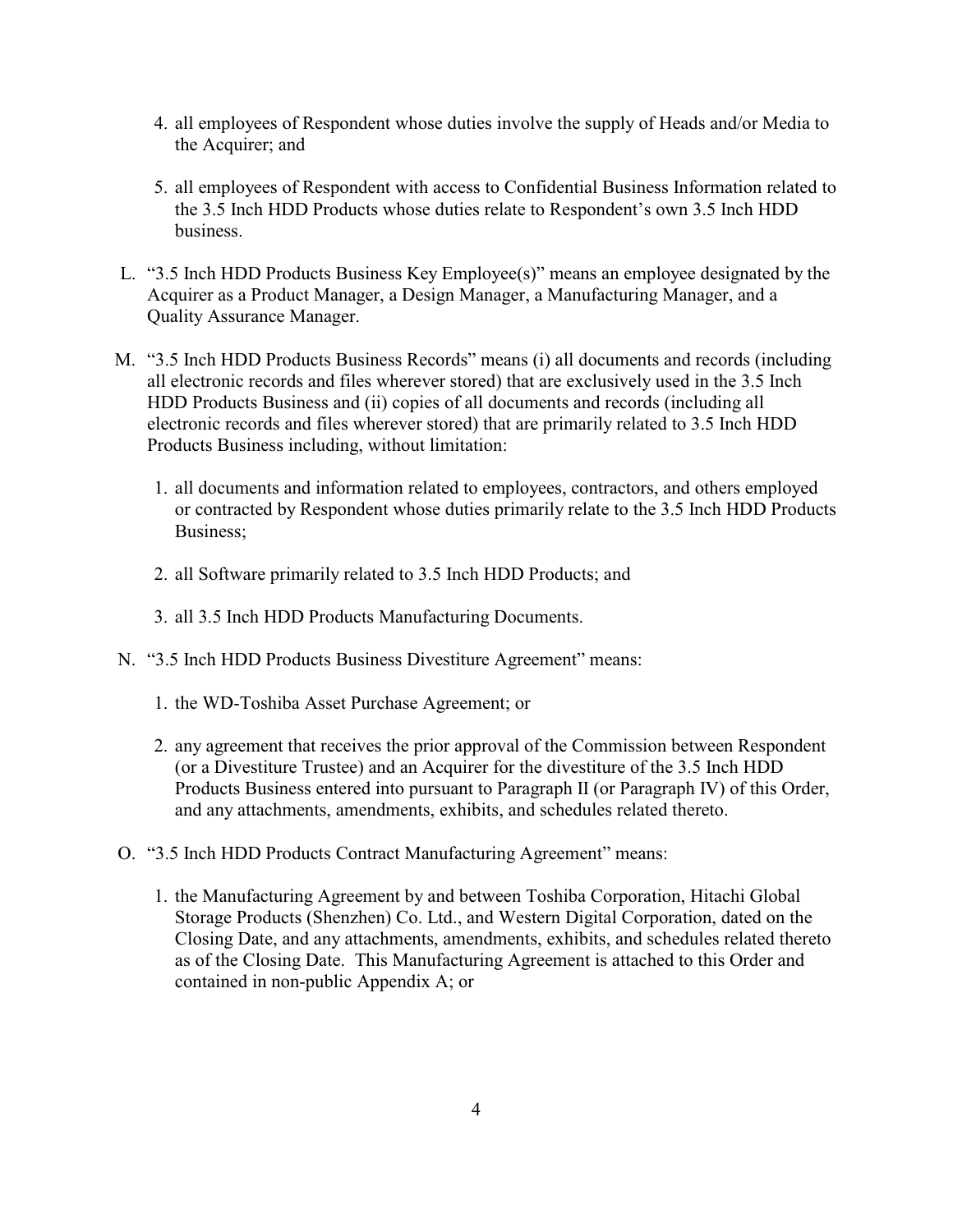4. all employees of Respondent whose duties involve the supply of Heads and/or Media to the Acquirer; and

5. all employees of Respondent with access to Confidential Business Information related to the 3.5 Inch HDD Products whose duties relate to Respondent's own 3.5 Inch HDD business.

L. "3.5 Inch HDD Products Business Key Employee(s)" means an employee designated by the Acquirer as a Product Manager, a Design Manager, a Manufacturing Manager, and a Quality Assurance Manager.

M. "3.5 Inch HDD Products Business Records" means (i) all documents and records (including all electronic records and files wherever stored) that are exclusively used in the 3.5 Inch HDD Products Business and (ii) copies of all documents and records (including all electronic records and files wherever stored) that are primarily related to 3.5 Inch HDD Products Business including, without limitation:

   1. all documents and information related to employees, contractors, and others employed or contracted by Respondent whose duties primarily relate to the 3.5 Inch HDD Products Business;

   2. all Software primarily related to 3.5 Inch HDD Products; and

   3. all 3.5 Inch HDD Products Manufacturing Documents.

N. "3.5 Inch HDD Products Business Divestiture Agreement" means:

   1. the WD-Toshiba Asset Purchase Agreement; or

   2. any agreement that receives the prior approval of the Commission between Respondent (or a Divestiture Trustee) and an Acquirer for the divestiture of the 3.5 Inch HDD Products Business entered into pursuant to Paragraph II (or Paragraph IV) of this Order, and any attachments, amendments, exhibits, and schedules related thereto.

O. "3.5 Inch HDD Products Contract Manufacturing Agreement" means:

   1. the Manufacturing Agreement by and between Toshiba Corporation, Hitachi Global Storage Products (Shenzhen) Co. Ltd., and Western Digital Corporation, dated on the Closing Date, and any attachments, amendments, exhibits, and schedules related thereto as of the Closing Date. This Manufacturing Agreement is attached to this Order and contained in non-public Appendix A; or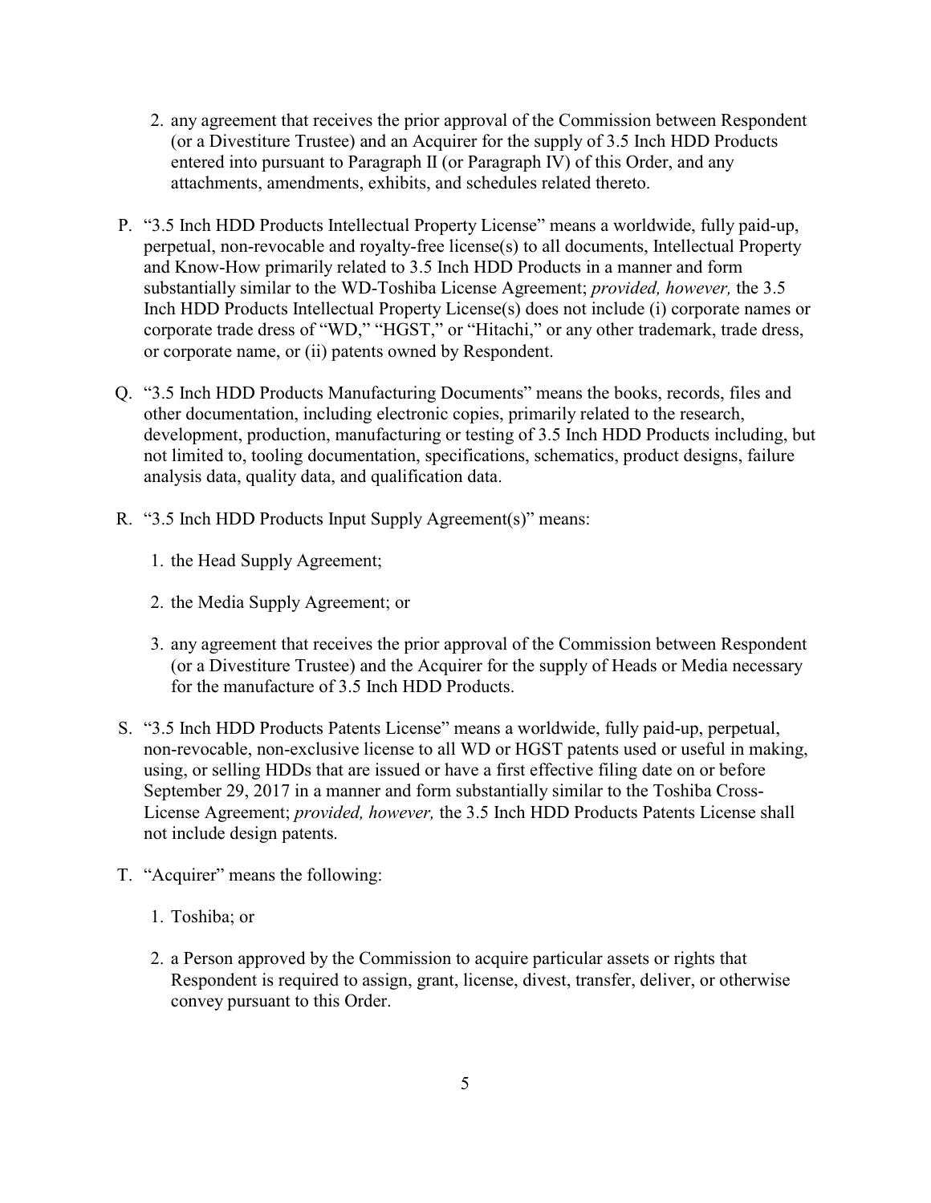2. any agreement that receives the prior approval of the Commission between Respondent (or a Divestiture Trustee) and an Acquirer for the supply of 3.5 Inch HDD Products entered into pursuant to Paragraph II (or Paragraph IV) of this Order, and any attachments, amendments, exhibits, and schedules related thereto.

P. "3.5 Inch HDD Products Intellectual Property License" means a worldwide, fully paid-up, perpetual, non-revocable and royalty-free license(s) to all documents, Intellectual Property and Know-How primarily related to 3.5 Inch HDD Products in a manner and form substantially similar to the WD-Toshiba License Agreement; *provided, however,* the 3.5 Inch HDD Products Intellectual Property License(s) does not include (i) corporate names or corporate trade dress of "WD," "HGST," or "Hitachi," or any other trademark, trade dress, or corporate name, or (ii) patents owned by Respondent.

Q. "3.5 Inch HDD Products Manufacturing Documents" means the books, records, files and other documentation, including electronic copies, primarily related to the research, development, production, manufacturing or testing of 3.5 Inch HDD Products including, but not limited to, tooling documentation, specifications, schematics, product designs, failure analysis data, quality data, and qualification data.

R. "3.5 Inch HDD Products Input Supply Agreement(s)" means:

1. the Head Supply Agreement;

2. the Media Supply Agreement; or

3. any agreement that receives the prior approval of the Commission between Respondent (or a Divestiture Trustee) and the Acquirer for the supply of Heads or Media necessary for the manufacture of 3.5 Inch HDD Products.

S. "3.5 Inch HDD Products Patents License" means a worldwide, fully paid-up, perpetual, non-revocable, non-exclusive license to all WD or HGST patents used or useful in making, using, or selling HDDs that are issued or have a first effective filing date on or before September 29, 2017 in a manner and form substantially similar to the Toshiba Cross-License Agreement; *provided, however,* the 3.5 Inch HDD Products Patents License shall not include design patents.

T. "Acquirer" means the following:

1. Toshiba; or

2. a Person approved by the Commission to acquire particular assets or rights that Respondent is required to assign, grant, license, divest, transfer, deliver, or otherwise convey pursuant to this Order.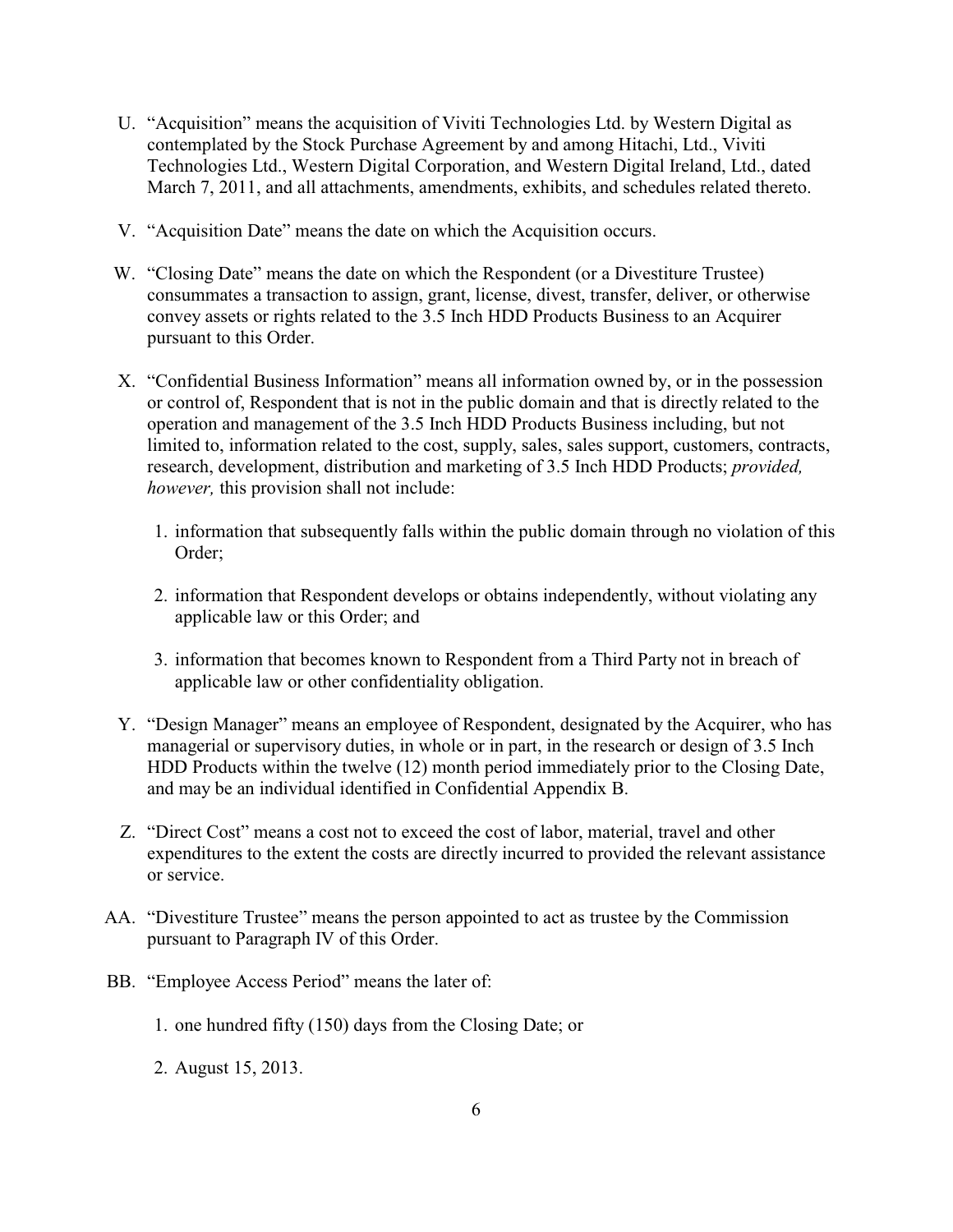U. "Acquisition" means the acquisition of Viviti Technologies Ltd. by Western Digital as contemplated by the Stock Purchase Agreement by and among Hitachi, Ltd., Viviti Technologies Ltd., Western Digital Corporation, and Western Digital Ireland, Ltd., dated March 7, 2011, and all attachments, amendments, exhibits, and schedules related thereto.

V. "Acquisition Date" means the date on which the Acquisition occurs.

W. "Closing Date" means the date on which the Respondent (or a Divestiture Trustee) consummates a transaction to assign, grant, license, divest, transfer, deliver, or otherwise convey assets or rights related to the 3.5 Inch HDD Products Business to an Acquirer pursuant to this Order.

X. "Confidential Business Information" means all information owned by, or in the possession or control of, Respondent that is not in the public domain and that is directly related to the operation and management of the 3.5 Inch HDD Products Business including, but not limited to, information related to the cost, supply, sales, sales support, customers, contracts, research, development, distribution and marketing of 3.5 Inch HDD Products; *provided, however,* this provision shall not include:

   1. information that subsequently falls within the public domain through no violation of this Order;

   2. information that Respondent develops or obtains independently, without violating any applicable law or this Order; and

   3. information that becomes known to Respondent from a Third Party not in breach of applicable law or other confidentiality obligation.

Y. "Design Manager" means an employee of Respondent, designated by the Acquirer, who has managerial or supervisory duties, in whole or in part, in the research or design of 3.5 Inch HDD Products within the twelve (12) month period immediately prior to the Closing Date, and may be an individual identified in Confidential Appendix B.

Z. "Direct Cost" means a cost not to exceed the cost of labor, material, travel and other expenditures to the extent the costs are directly incurred to provided the relevant assistance or service.

AA. "Divestiture Trustee" means the person appointed to act as trustee by the Commission pursuant to Paragraph IV of this Order.

BB. "Employee Access Period" means the later of:

   1. one hundred fifty (150) days from the Closing Date; or

   2. August 15, 2013.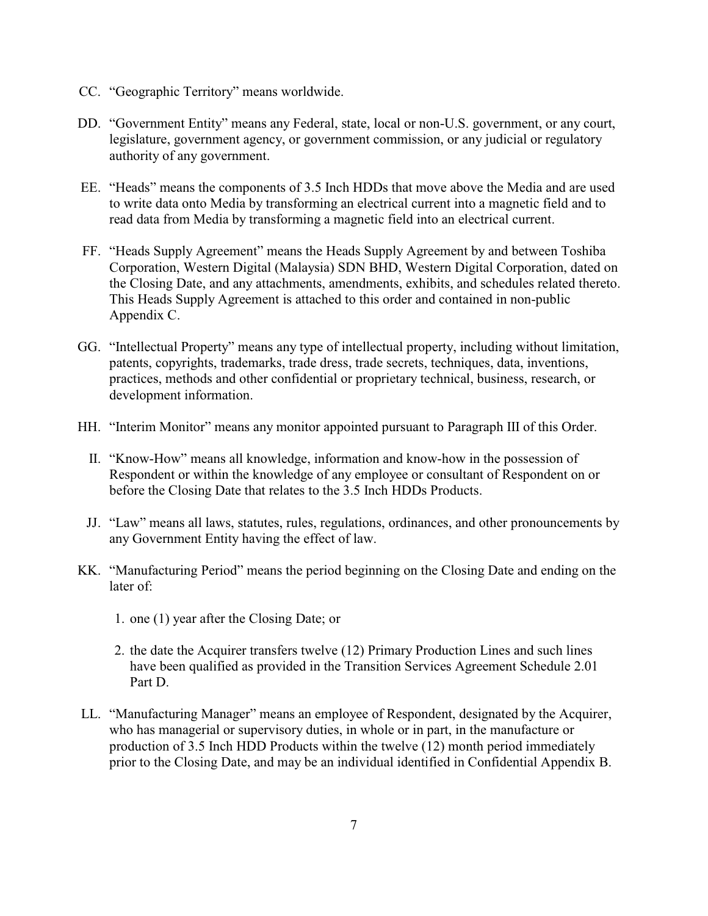CC. "Geographic Territory" means worldwide.

DD. "Government Entity" means any Federal, state, local or non-U.S. government, or any court, legislature, government agency, or government commission, or any judicial or regulatory authority of any government.

EE. "Heads" means the components of 3.5 Inch HDDs that move above the Media and are used to write data onto Media by transforming an electrical current into a magnetic field and to read data from Media by transforming a magnetic field into an electrical current.

FF. "Heads Supply Agreement" means the Heads Supply Agreement by and between Toshiba Corporation, Western Digital (Malaysia) SDN BHD, Western Digital Corporation, dated on the Closing Date, and any attachments, amendments, exhibits, and schedules related thereto. This Heads Supply Agreement is attached to this order and contained in non-public Appendix C.

GG. "Intellectual Property" means any type of intellectual property, including without limitation, patents, copyrights, trademarks, trade dress, trade secrets, techniques, data, inventions, practices, methods and other confidential or proprietary technical, business, research, or development information.

HH. "Interim Monitor" means any monitor appointed pursuant to Paragraph III of this Order.

II. "Know-How" means all knowledge, information and know-how in the possession of Respondent or within the knowledge of any employee or consultant of Respondent on or before the Closing Date that relates to the 3.5 Inch HDDs Products.

JJ. "Law" means all laws, statutes, rules, regulations, ordinances, and other pronouncements by any Government Entity having the effect of law.

KK. "Manufacturing Period" means the period beginning on the Closing Date and ending on the later of:

1. one (1) year after the Closing Date; or
2. the date the Acquirer transfers twelve (12) Primary Production Lines and such lines have been qualified as provided in the Transition Services Agreement Schedule 2.01 Part D.

LL. "Manufacturing Manager" means an employee of Respondent, designated by the Acquirer, who has managerial or supervisory duties, in whole or in part, in the manufacture or production of 3.5 Inch HDD Products within the twelve (12) month period immediately prior to the Closing Date, and may be an individual identified in Confidential Appendix B.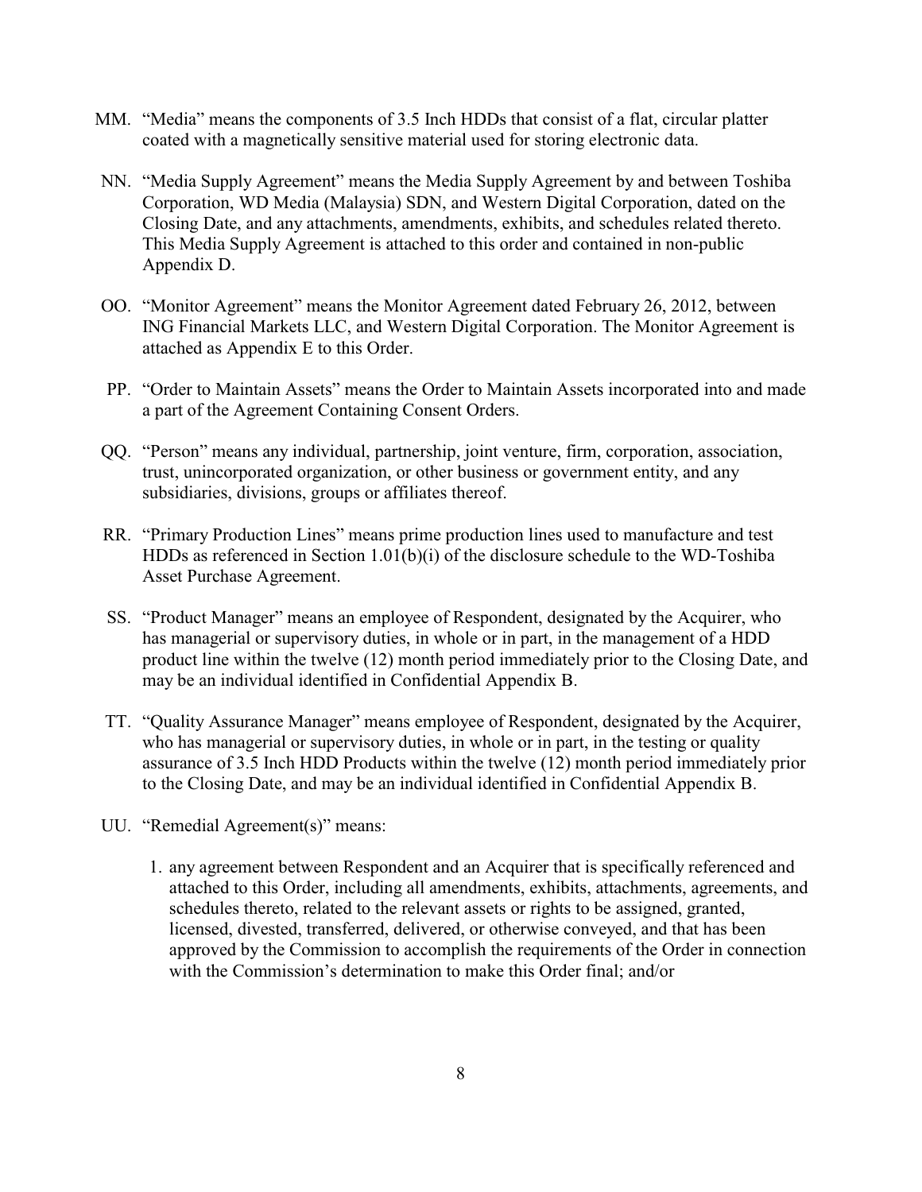MM. "Media" means the components of 3.5 Inch HDDs that consist of a flat, circular platter coated with a magnetically sensitive material used for storing electronic data.

NN. "Media Supply Agreement" means the Media Supply Agreement by and between Toshiba Corporation, WD Media (Malaysia) SDN, and Western Digital Corporation, dated on the Closing Date, and any attachments, amendments, exhibits, and schedules related thereto. This Media Supply Agreement is attached to this order and contained in non-public Appendix D.

OO. "Monitor Agreement" means the Monitor Agreement dated February 26, 2012, between ING Financial Markets LLC, and Western Digital Corporation. The Monitor Agreement is attached as Appendix E to this Order.

PP. "Order to Maintain Assets" means the Order to Maintain Assets incorporated into and made a part of the Agreement Containing Consent Orders.

QQ. "Person" means any individual, partnership, joint venture, firm, corporation, association, trust, unincorporated organization, or other business or government entity, and any subsidiaries, divisions, groups or affiliates thereof.

RR. "Primary Production Lines" means prime production lines used to manufacture and test HDDs as referenced in Section 1.01(b)(i) of the disclosure schedule to the WD-Toshiba Asset Purchase Agreement.

SS. "Product Manager" means an employee of Respondent, designated by the Acquirer, who has managerial or supervisory duties, in whole or in part, in the management of a HDD product line within the twelve (12) month period immediately prior to the Closing Date, and may be an individual identified in Confidential Appendix B.

TT. "Quality Assurance Manager" means employee of Respondent, designated by the Acquirer, who has managerial or supervisory duties, in whole or in part, in the testing or quality assurance of 3.5 Inch HDD Products within the twelve (12) month period immediately prior to the Closing Date, and may be an individual identified in Confidential Appendix B.

UU. "Remedial Agreement(s)" means:

1. any agreement between Respondent and an Acquirer that is specifically referenced and attached to this Order, including all amendments, exhibits, attachments, agreements, and schedules thereto, related to the relevant assets or rights to be assigned, granted, licensed, divested, transferred, delivered, or otherwise conveyed, and that has been approved by the Commission to accomplish the requirements of the Order in connection with the Commission's determination to make this Order final; and/or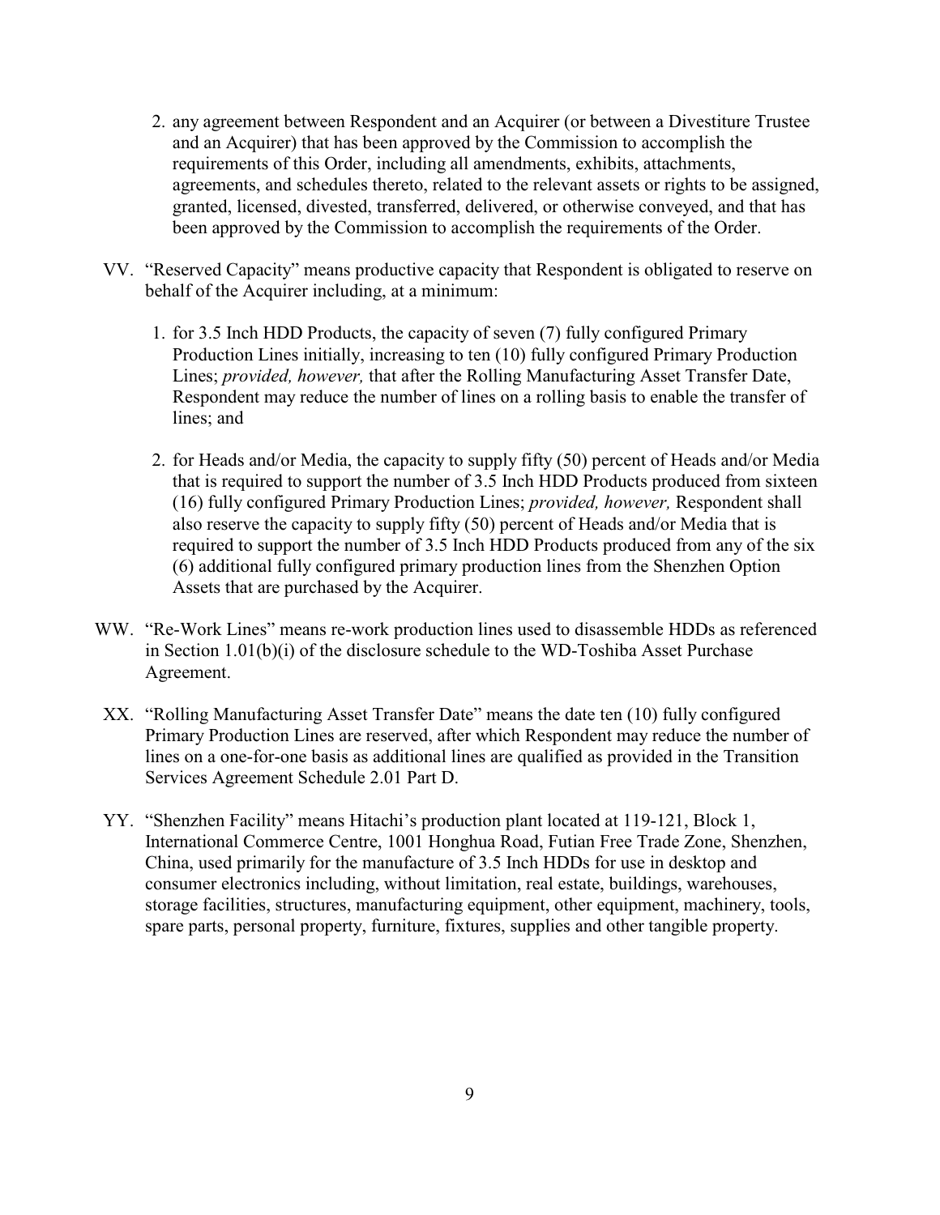2. any agreement between Respondent and an Acquirer (or between a Divestiture Trustee and an Acquirer) that has been approved by the Commission to accomplish the requirements of this Order, including all amendments, exhibits, attachments, agreements, and schedules thereto, related to the relevant assets or rights to be assigned, granted, licensed, divested, transferred, delivered, or otherwise conveyed, and that has been approved by the Commission to accomplish the requirements of the Order.

VV. "Reserved Capacity" means productive capacity that Respondent is obligated to reserve on behalf of the Acquirer including, at a minimum:

1. for 3.5 Inch HDD Products, the capacity of seven (7) fully configured Primary Production Lines initially, increasing to ten (10) fully configured Primary Production Lines; *provided, however,* that after the Rolling Manufacturing Asset Transfer Date, Respondent may reduce the number of lines on a rolling basis to enable the transfer of lines; and

2. for Heads and/or Media, the capacity to supply fifty (50) percent of Heads and/or Media that is required to support the number of 3.5 Inch HDD Products produced from sixteen (16) fully configured Primary Production Lines; *provided, however,* Respondent shall also reserve the capacity to supply fifty (50) percent of Heads and/or Media that is required to support the number of 3.5 Inch HDD Products produced from any of the six (6) additional fully configured primary production lines from the Shenzhen Option Assets that are purchased by the Acquirer.

WW. "Re-Work Lines" means re-work production lines used to disassemble HDDs as referenced in Section 1.01(b)(i) of the disclosure schedule to the WD-Toshiba Asset Purchase Agreement.

XX. "Rolling Manufacturing Asset Transfer Date" means the date ten (10) fully configured Primary Production Lines are reserved, after which Respondent may reduce the number of lines on a one-for-one basis as additional lines are qualified as provided in the Transition Services Agreement Schedule 2.01 Part D.

YY. "Shenzhen Facility" means Hitachi's production plant located at 119-121, Block 1, International Commerce Centre, 1001 Honghua Road, Futian Free Trade Zone, Shenzhen, China, used primarily for the manufacture of 3.5 Inch HDDs for use in desktop and consumer electronics including, without limitation, real estate, buildings, warehouses, storage facilities, structures, manufacturing equipment, other equipment, machinery, tools, spare parts, personal property, furniture, fixtures, supplies and other tangible property.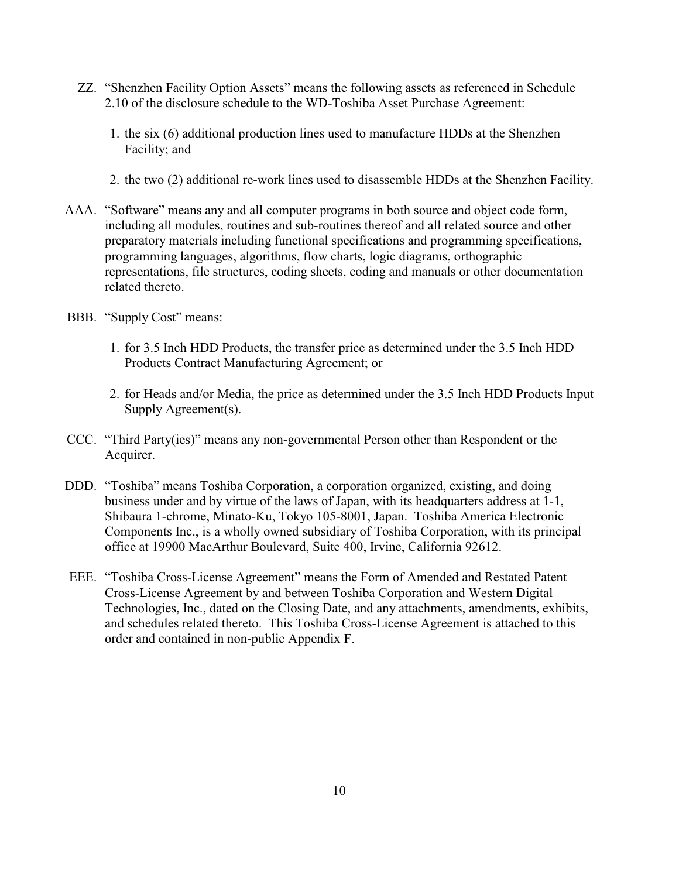ZZ. "Shenzhen Facility Option Assets" means the following assets as referenced in Schedule 2.10 of the disclosure schedule to the WD-Toshiba Asset Purchase Agreement:

1. the six (6) additional production lines used to manufacture HDDs at the Shenzhen Facility; and

2. the two (2) additional re-work lines used to disassemble HDDs at the Shenzhen Facility.

AAA. "Software" means any and all computer programs in both source and object code form, including all modules, routines and sub-routines thereof and all related source and other preparatory materials including functional specifications and programming specifications, programming languages, algorithms, flow charts, logic diagrams, orthographic representations, file structures, coding sheets, coding and manuals or other documentation related thereto.

BBB. "Supply Cost" means:

1. for 3.5 Inch HDD Products, the transfer price as determined under the 3.5 Inch HDD Products Contract Manufacturing Agreement; or

2. for Heads and/or Media, the price as determined under the 3.5 Inch HDD Products Input Supply Agreement(s).

CCC. "Third Party(ies)" means any non-governmental Person other than Respondent or the Acquirer.

DDD. "Toshiba" means Toshiba Corporation, a corporation organized, existing, and doing business under and by virtue of the laws of Japan, with its headquarters address at 1-1, Shibaura 1-chrome, Minato-Ku, Tokyo 105-8001, Japan. Toshiba America Electronic Components Inc., is a wholly owned subsidiary of Toshiba Corporation, with its principal office at 19900 MacArthur Boulevard, Suite 400, Irvine, California 92612.

EEE. "Toshiba Cross-License Agreement" means the Form of Amended and Restated Patent Cross-License Agreement by and between Toshiba Corporation and Western Digital Technologies, Inc., dated on the Closing Date, and any attachments, amendments, exhibits, and schedules related thereto. This Toshiba Cross-License Agreement is attached to this order and contained in non-public Appendix F.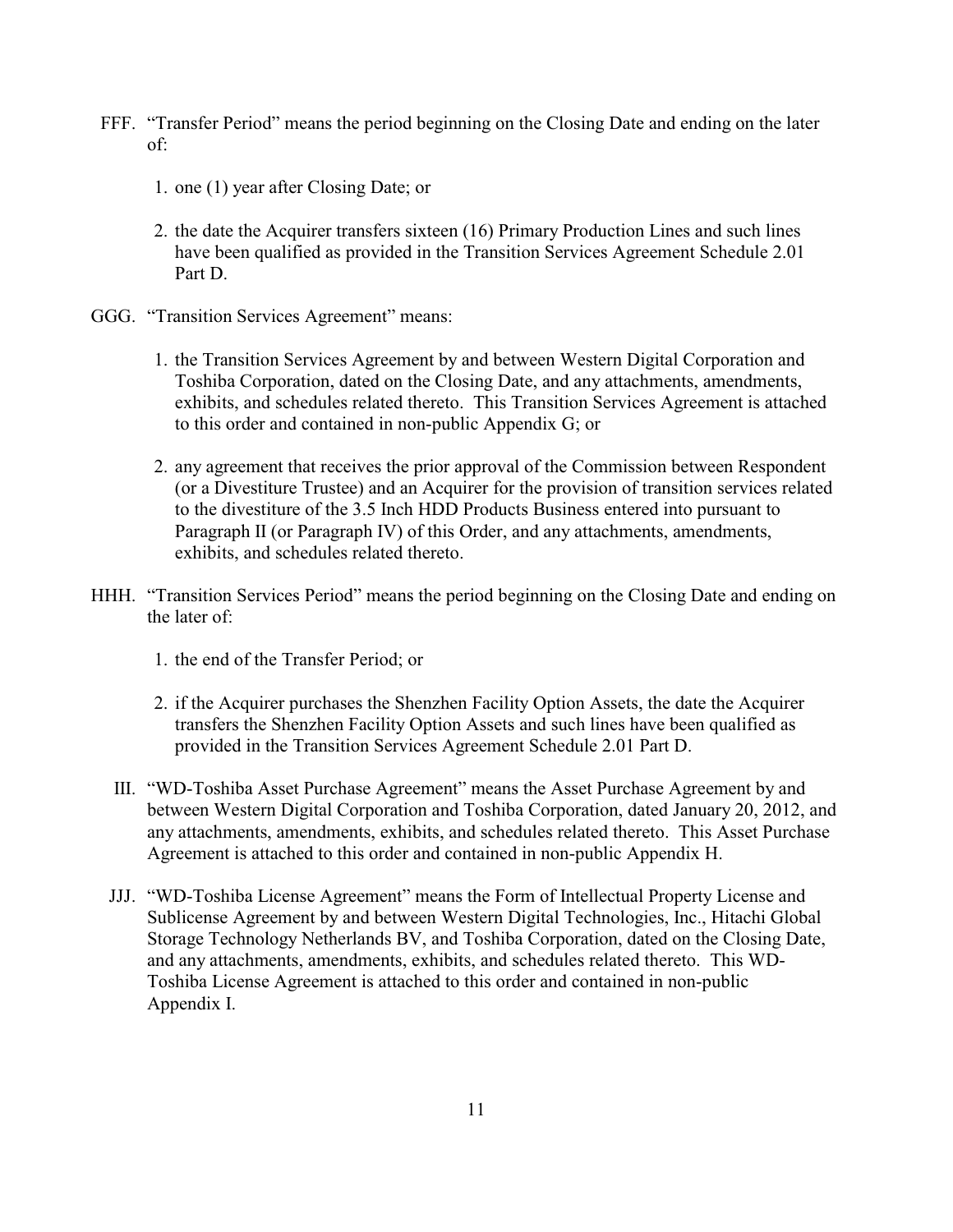FFF. "Transfer Period" means the period beginning on the Closing Date and ending on the later of:

1. one (1) year after Closing Date; or

2. the date the Acquirer transfers sixteen (16) Primary Production Lines and such lines have been qualified as provided in the Transition Services Agreement Schedule 2.01 Part D.

GGG. "Transition Services Agreement" means:

1. the Transition Services Agreement by and between Western Digital Corporation and Toshiba Corporation, dated on the Closing Date, and any attachments, amendments, exhibits, and schedules related thereto. This Transition Services Agreement is attached to this order and contained in non-public Appendix G; or

2. any agreement that receives the prior approval of the Commission between Respondent (or a Divestiture Trustee) and an Acquirer for the provision of transition services related to the divestiture of the 3.5 Inch HDD Products Business entered into pursuant to Paragraph II (or Paragraph IV) of this Order, and any attachments, amendments, exhibits, and schedules related thereto.

HHH. "Transition Services Period" means the period beginning on the Closing Date and ending on the later of:

1. the end of the Transfer Period; or

2. if the Acquirer purchases the Shenzhen Facility Option Assets, the date the Acquirer transfers the Shenzhen Facility Option Assets and such lines have been qualified as provided in the Transition Services Agreement Schedule 2.01 Part D.

III. "WD-Toshiba Asset Purchase Agreement" means the Asset Purchase Agreement by and between Western Digital Corporation and Toshiba Corporation, dated January 20, 2012, and any attachments, amendments, exhibits, and schedules related thereto. This Asset Purchase Agreement is attached to this order and contained in non-public Appendix H.

JJJ. "WD-Toshiba License Agreement" means the Form of Intellectual Property License and Sublicense Agreement by and between Western Digital Technologies, Inc., Hitachi Global Storage Technology Netherlands BV, and Toshiba Corporation, dated on the Closing Date, and any attachments, amendments, exhibits, and schedules related thereto. This WD-Toshiba License Agreement is attached to this order and contained in non-public Appendix I.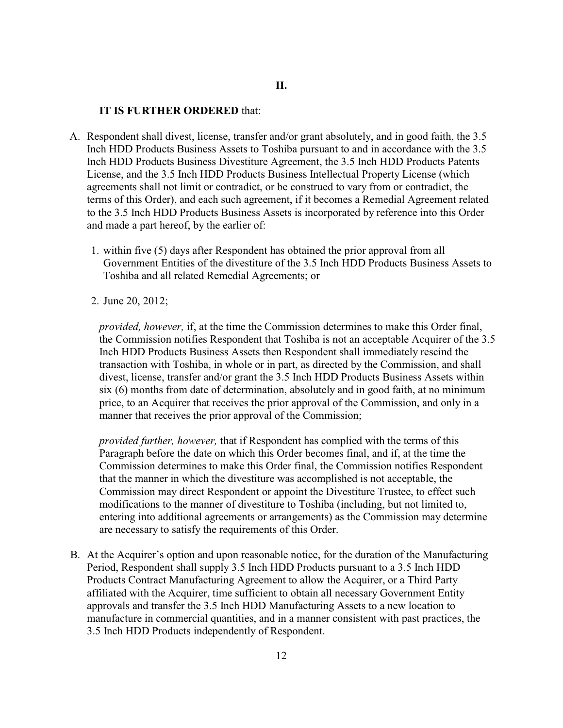## II.

**IT IS FURTHER ORDERED** that:

A. Respondent shall divest, license, transfer and/or grant absolutely, and in good faith, the 3.5 Inch HDD Products Business Assets to Toshiba pursuant to and in accordance with the 3.5 Inch HDD Products Business Divestiture Agreement, the 3.5 Inch HDD Products Patents License, and the 3.5 Inch HDD Products Business Intellectual Property License (which agreements shall not limit or contradict, or be construed to vary from or contradict, the terms of this Order), and each such agreement, if it becomes a Remedial Agreement related to the 3.5 Inch HDD Products Business Assets is incorporated by reference into this Order and made a part hereof, by the earlier of:

   1. within five (5) days after Respondent has obtained the prior approval from all Government Entities of the divestiture of the 3.5 Inch HDD Products Business Assets to Toshiba and all related Remedial Agreements; or

   2. June 20, 2012;

   *provided, however,* if, at the time the Commission determines to make this Order final, the Commission notifies Respondent that Toshiba is not an acceptable Acquirer of the 3.5 Inch HDD Products Business Assets then Respondent shall immediately rescind the transaction with Toshiba, in whole or in part, as directed by the Commission, and shall divest, license, transfer and/or grant the 3.5 Inch HDD Products Business Assets within six (6) months from date of determination, absolutely and in good faith, at no minimum price, to an Acquirer that receives the prior approval of the Commission, and only in a manner that receives the prior approval of the Commission;

   *provided further, however,* that if Respondent has complied with the terms of this Paragraph before the date on which this Order becomes final, and if, at the time the Commission determines to make this Order final, the Commission notifies Respondent that the manner in which the divestiture was accomplished is not acceptable, the Commission may direct Respondent or appoint the Divestiture Trustee, to effect such modifications to the manner of divestiture to Toshiba (including, but not limited to, entering into additional agreements or arrangements) as the Commission may determine are necessary to satisfy the requirements of this Order.

B. At the Acquirer's option and upon reasonable notice, for the duration of the Manufacturing Period, Respondent shall supply 3.5 Inch HDD Products pursuant to a 3.5 Inch HDD Products Contract Manufacturing Agreement to allow the Acquirer, or a Third Party affiliated with the Acquirer, time sufficient to obtain all necessary Government Entity approvals and transfer the 3.5 Inch HDD Manufacturing Assets to a new location to manufacture in commercial quantities, and in a manner consistent with past practices, the 3.5 Inch HDD Products independently of Respondent.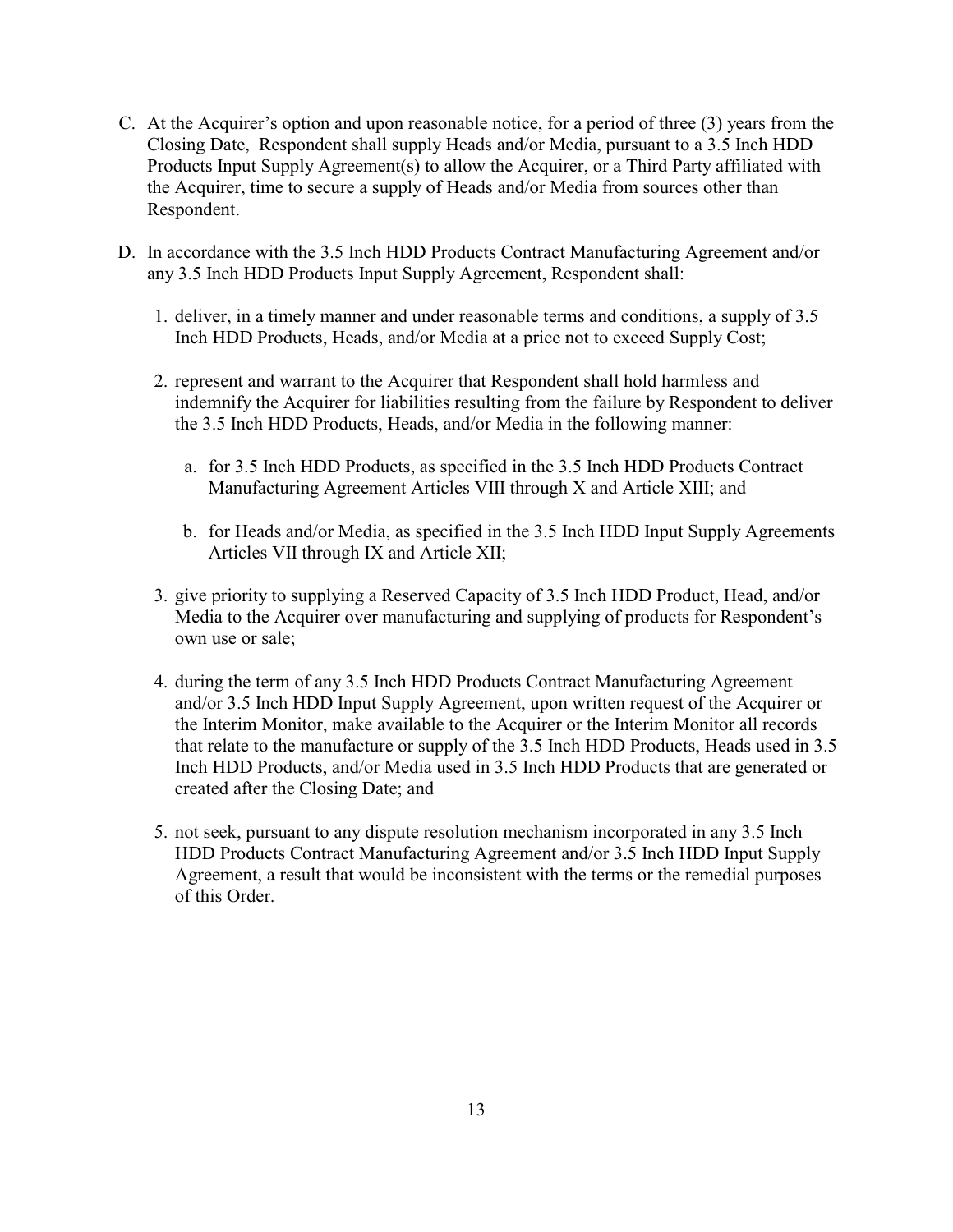C. At the Acquirer's option and upon reasonable notice, for a period of three (3) years from the Closing Date, Respondent shall supply Heads and/or Media, pursuant to a 3.5 Inch HDD Products Input Supply Agreement(s) to allow the Acquirer, or a Third Party affiliated with the Acquirer, time to secure a supply of Heads and/or Media from sources other than Respondent.

D. In accordance with the 3.5 Inch HDD Products Contract Manufacturing Agreement and/or any 3.5 Inch HDD Products Input Supply Agreement, Respondent shall:

   1. deliver, in a timely manner and under reasonable terms and conditions, a supply of 3.5 Inch HDD Products, Heads, and/or Media at a price not to exceed Supply Cost;

   2. represent and warrant to the Acquirer that Respondent shall hold harmless and indemnify the Acquirer for liabilities resulting from the failure by Respondent to deliver the 3.5 Inch HDD Products, Heads, and/or Media in the following manner:

      a. for 3.5 Inch HDD Products, as specified in the 3.5 Inch HDD Products Contract Manufacturing Agreement Articles VIII through X and Article XIII; and

      b. for Heads and/or Media, as specified in the 3.5 Inch HDD Input Supply Agreements Articles VII through IX and Article XII;

   3. give priority to supplying a Reserved Capacity of 3.5 Inch HDD Product, Head, and/or Media to the Acquirer over manufacturing and supplying of products for Respondent's own use or sale;

   4. during the term of any 3.5 Inch HDD Products Contract Manufacturing Agreement and/or 3.5 Inch HDD Input Supply Agreement, upon written request of the Acquirer or the Interim Monitor, make available to the Acquirer or the Interim Monitor all records that relate to the manufacture or supply of the 3.5 Inch HDD Products, Heads used in 3.5 Inch HDD Products, and/or Media used in 3.5 Inch HDD Products that are generated or created after the Closing Date; and

   5. not seek, pursuant to any dispute resolution mechanism incorporated in any 3.5 Inch HDD Products Contract Manufacturing Agreement and/or 3.5 Inch HDD Input Supply Agreement, a result that would be inconsistent with the terms or the remedial purposes of this Order.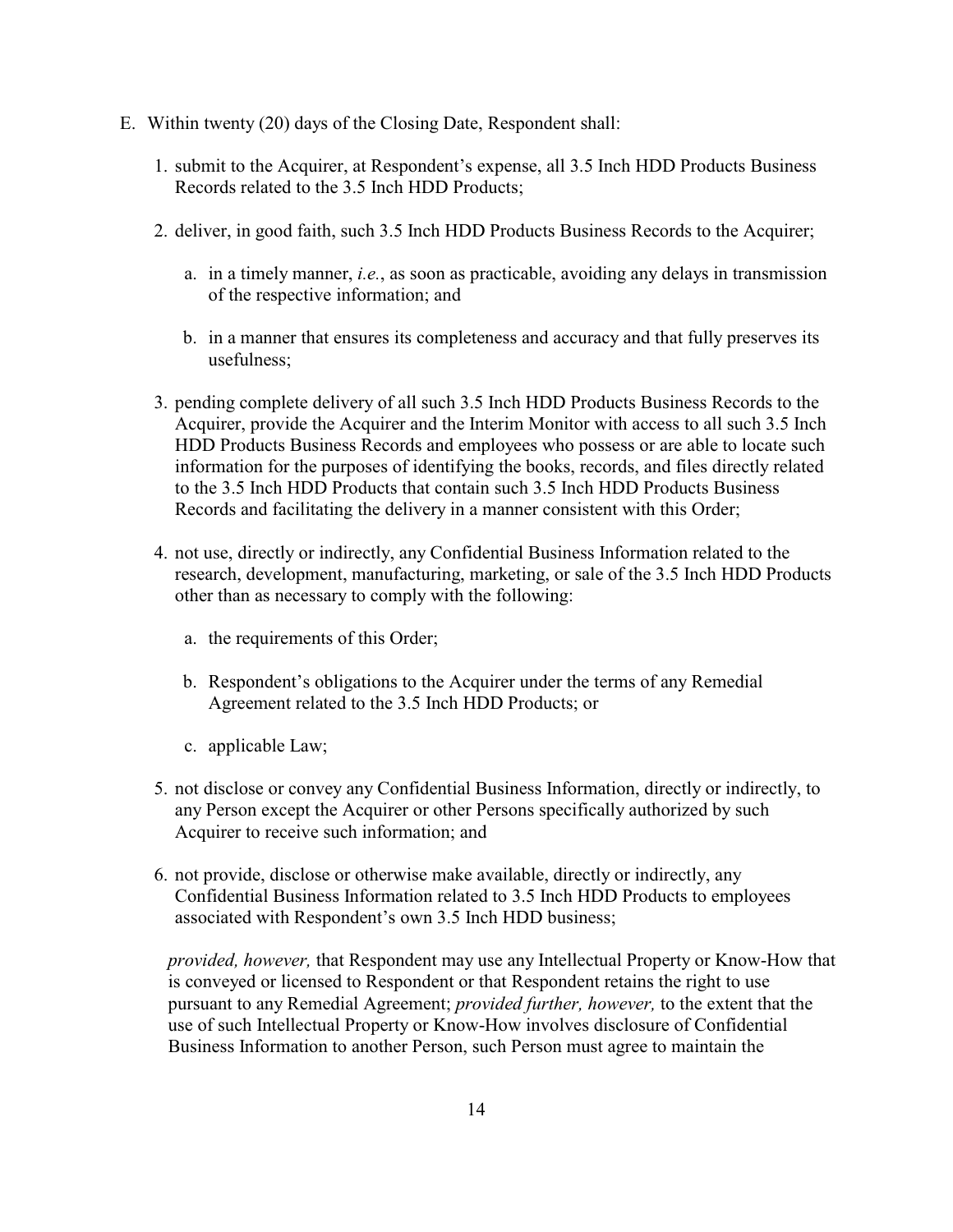E. Within twenty (20) days of the Closing Date, Respondent shall:

1. submit to the Acquirer, at Respondent's expense, all 3.5 Inch HDD Products Business Records related to the 3.5 Inch HDD Products;

2. deliver, in good faith, such 3.5 Inch HDD Products Business Records to the Acquirer;

   a. in a timely manner, *i.e.*, as soon as practicable, avoiding any delays in transmission of the respective information; and

   b. in a manner that ensures its completeness and accuracy and that fully preserves its usefulness;

3. pending complete delivery of all such 3.5 Inch HDD Products Business Records to the Acquirer, provide the Acquirer and the Interim Monitor with access to all such 3.5 Inch HDD Products Business Records and employees who possess or are able to locate such information for the purposes of identifying the books, records, and files directly related to the 3.5 Inch HDD Products that contain such 3.5 Inch HDD Products Business Records and facilitating the delivery in a manner consistent with this Order;

4. not use, directly or indirectly, any Confidential Business Information related to the research, development, manufacturing, marketing, or sale of the 3.5 Inch HDD Products other than as necessary to comply with the following:

   a. the requirements of this Order;

   b. Respondent's obligations to the Acquirer under the terms of any Remedial Agreement related to the 3.5 Inch HDD Products; or

   c. applicable Law;

5. not disclose or convey any Confidential Business Information, directly or indirectly, to any Person except the Acquirer or other Persons specifically authorized by such Acquirer to receive such information; and

6. not provide, disclose or otherwise make available, directly or indirectly, any Confidential Business Information related to 3.5 Inch HDD Products to employees associated with Respondent's own 3.5 Inch HDD business;

*provided, however,* that Respondent may use any Intellectual Property or Know-How that is conveyed or licensed to Respondent or that Respondent retains the right to use pursuant to any Remedial Agreement; *provided further, however,* to the extent that the use of such Intellectual Property or Know-How involves disclosure of Confidential Business Information to another Person, such Person must agree to maintain the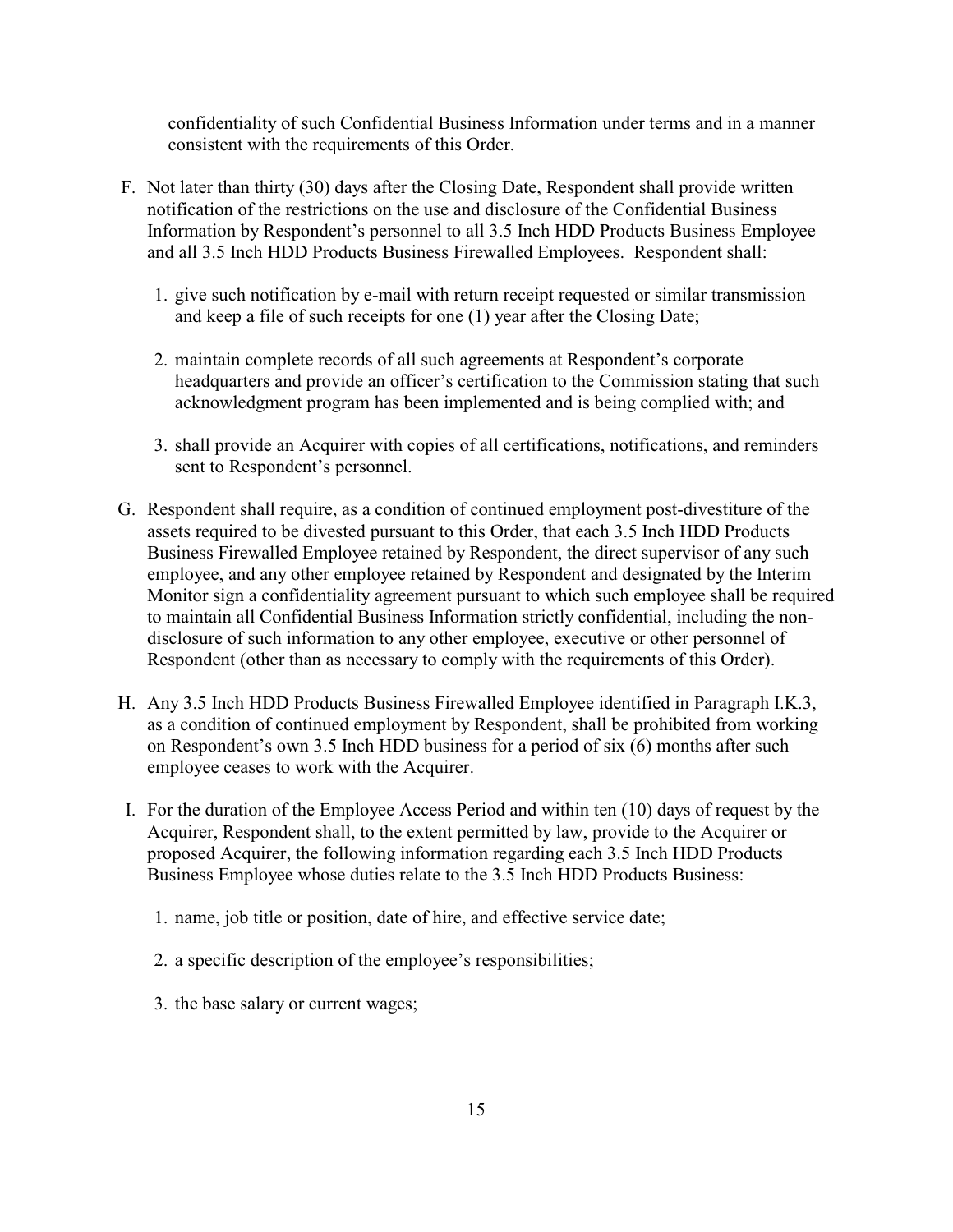confidentiality of such Confidential Business Information under terms and in a manner consistent with the requirements of this Order.

F. Not later than thirty (30) days after the Closing Date, Respondent shall provide written notification of the restrictions on the use and disclosure of the Confidential Business Information by Respondent's personnel to all 3.5 Inch HDD Products Business Employee and all 3.5 Inch HDD Products Business Firewalled Employees. Respondent shall:

   1. give such notification by e-mail with return receipt requested or similar transmission and keep a file of such receipts for one (1) year after the Closing Date;

   2. maintain complete records of all such agreements at Respondent's corporate headquarters and provide an officer's certification to the Commission stating that such acknowledgment program has been implemented and is being complied with; and

   3. shall provide an Acquirer with copies of all certifications, notifications, and reminders sent to Respondent's personnel.

G. Respondent shall require, as a condition of continued employment post-divestiture of the assets required to be divested pursuant to this Order, that each 3.5 Inch HDD Products Business Firewalled Employee retained by Respondent, the direct supervisor of any such employee, and any other employee retained by Respondent and designated by the Interim Monitor sign a confidentiality agreement pursuant to which such employee shall be required to maintain all Confidential Business Information strictly confidential, including the non-disclosure of such information to any other employee, executive or other personnel of Respondent (other than as necessary to comply with the requirements of this Order).

H. Any 3.5 Inch HDD Products Business Firewalled Employee identified in Paragraph I.K.3, as a condition of continued employment by Respondent, shall be prohibited from working on Respondent's own 3.5 Inch HDD business for a period of six (6) months after such employee ceases to work with the Acquirer.

I. For the duration of the Employee Access Period and within ten (10) days of request by the Acquirer, Respondent shall, to the extent permitted by law, provide to the Acquirer or proposed Acquirer, the following information regarding each 3.5 Inch HDD Products Business Employee whose duties relate to the 3.5 Inch HDD Products Business:

   1. name, job title or position, date of hire, and effective service date;

   2. a specific description of the employee's responsibilities;

   3. the base salary or current wages;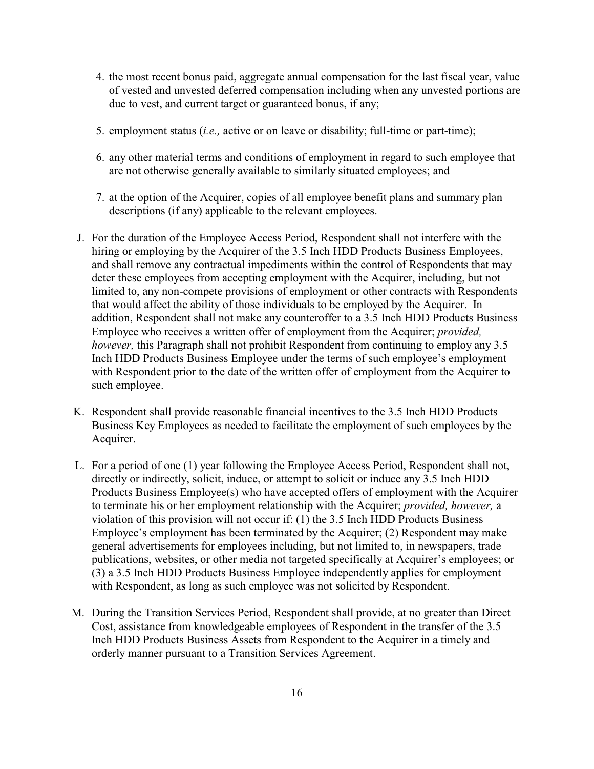4. the most recent bonus paid, aggregate annual compensation for the last fiscal year, value of vested and unvested deferred compensation including when any unvested portions are due to vest, and current target or guaranteed bonus, if any;

5. employment status (*i.e.,* active or on leave or disability; full-time or part-time);

6. any other material terms and conditions of employment in regard to such employee that are not otherwise generally available to similarly situated employees; and

7. at the option of the Acquirer, copies of all employee benefit plans and summary plan descriptions (if any) applicable to the relevant employees.

J. For the duration of the Employee Access Period, Respondent shall not interfere with the hiring or employing by the Acquirer of the 3.5 Inch HDD Products Business Employees, and shall remove any contractual impediments within the control of Respondents that may deter these employees from accepting employment with the Acquirer, including, but not limited to, any non-compete provisions of employment or other contracts with Respondents that would affect the ability of those individuals to be employed by the Acquirer. In addition, Respondent shall not make any counteroffer to a 3.5 Inch HDD Products Business Employee who receives a written offer of employment from the Acquirer; *provided, however,* this Paragraph shall not prohibit Respondent from continuing to employ any 3.5 Inch HDD Products Business Employee under the terms of such employee's employment with Respondent prior to the date of the written offer of employment from the Acquirer to such employee.

K. Respondent shall provide reasonable financial incentives to the 3.5 Inch HDD Products Business Key Employees as needed to facilitate the employment of such employees by the Acquirer.

L. For a period of one (1) year following the Employee Access Period, Respondent shall not, directly or indirectly, solicit, induce, or attempt to solicit or induce any 3.5 Inch HDD Products Business Employee(s) who have accepted offers of employment with the Acquirer to terminate his or her employment relationship with the Acquirer; *provided, however,* a violation of this provision will not occur if: (1) the 3.5 Inch HDD Products Business Employee's employment has been terminated by the Acquirer; (2) Respondent may make general advertisements for employees including, but not limited to, in newspapers, trade publications, websites, or other media not targeted specifically at Acquirer's employees; or (3) a 3.5 Inch HDD Products Business Employee independently applies for employment with Respondent, as long as such employee was not solicited by Respondent.

M. During the Transition Services Period, Respondent shall provide, at no greater than Direct Cost, assistance from knowledgeable employees of Respondent in the transfer of the 3.5 Inch HDD Products Business Assets from Respondent to the Acquirer in a timely and orderly manner pursuant to a Transition Services Agreement.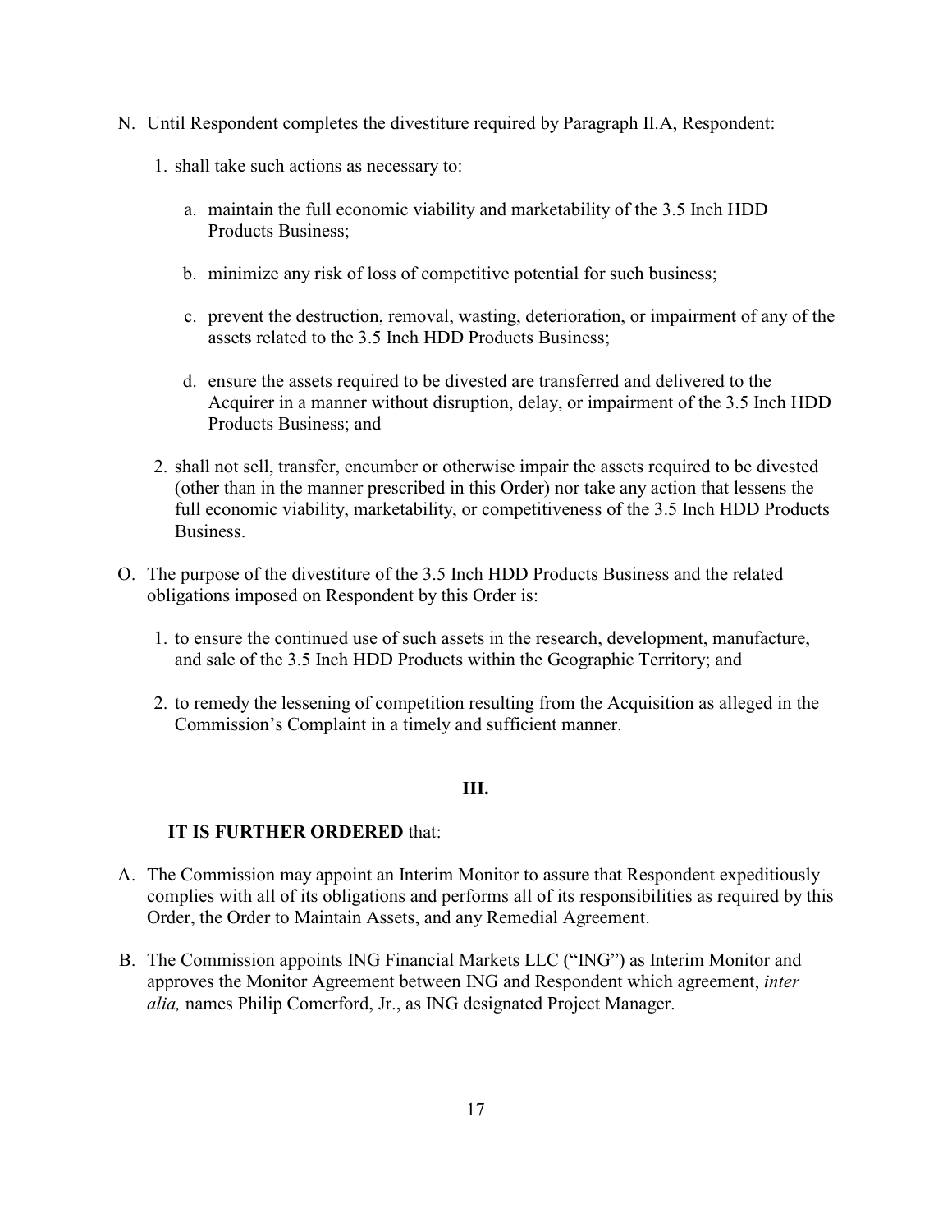N. Until Respondent completes the divestiture required by Paragraph II.A, Respondent:

   1. shall take such actions as necessary to:

      a. maintain the full economic viability and marketability of the 3.5 Inch HDD Products Business;

      b. minimize any risk of loss of competitive potential for such business;

      c. prevent the destruction, removal, wasting, deterioration, or impairment of any of the assets related to the 3.5 Inch HDD Products Business;

      d. ensure the assets required to be divested are transferred and delivered to the Acquirer in a manner without disruption, delay, or impairment of the 3.5 Inch HDD Products Business; and

   2. shall not sell, transfer, encumber or otherwise impair the assets required to be divested (other than in the manner prescribed in this Order) nor take any action that lessens the full economic viability, marketability, or competitiveness of the 3.5 Inch HDD Products Business.

O. The purpose of the divestiture of the 3.5 Inch HDD Products Business and the related obligations imposed on Respondent by this Order is:

   1. to ensure the continued use of such assets in the research, development, manufacture, and sale of the 3.5 Inch HDD Products within the Geographic Territory; and

   2. to remedy the lessening of competition resulting from the Acquisition as alleged in the Commission's Complaint in a timely and sufficient manner.

## III.

**IT IS FURTHER ORDERED** that:

A. The Commission may appoint an Interim Monitor to assure that Respondent expeditiously complies with all of its obligations and performs all of its responsibilities as required by this Order, the Order to Maintain Assets, and any Remedial Agreement.

B. The Commission appoints ING Financial Markets LLC ("ING") as Interim Monitor and approves the Monitor Agreement between ING and Respondent which agreement, *inter alia,* names Philip Comerford, Jr., as ING designated Project Manager.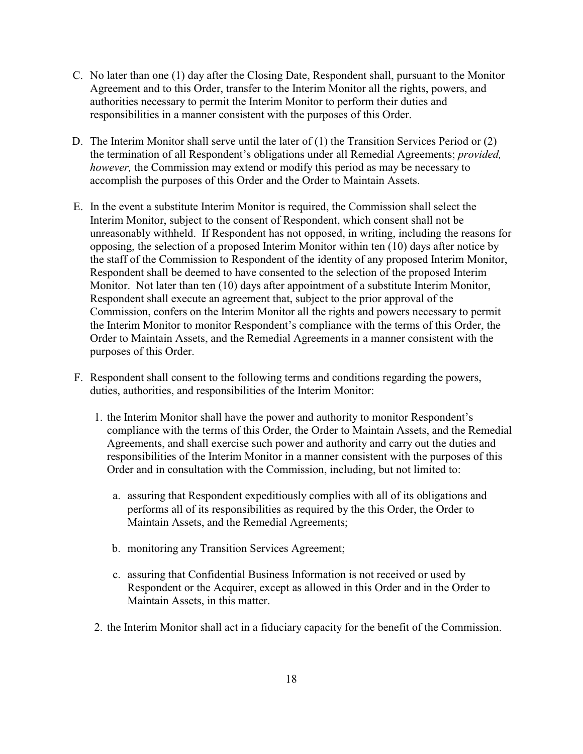C. No later than one (1) day after the Closing Date, Respondent shall, pursuant to the Monitor Agreement and to this Order, transfer to the Interim Monitor all the rights, powers, and authorities necessary to permit the Interim Monitor to perform their duties and responsibilities in a manner consistent with the purposes of this Order.

D. The Interim Monitor shall serve until the later of (1) the Transition Services Period or (2) the termination of all Respondent's obligations under all Remedial Agreements; *provided, however,* the Commission may extend or modify this period as may be necessary to accomplish the purposes of this Order and the Order to Maintain Assets.

E. In the event a substitute Interim Monitor is required, the Commission shall select the Interim Monitor, subject to the consent of Respondent, which consent shall not be unreasonably withheld. If Respondent has not opposed, in writing, including the reasons for opposing, the selection of a proposed Interim Monitor within ten (10) days after notice by the staff of the Commission to Respondent of the identity of any proposed Interim Monitor, Respondent shall be deemed to have consented to the selection of the proposed Interim Monitor. Not later than ten (10) days after appointment of a substitute Interim Monitor, Respondent shall execute an agreement that, subject to the prior approval of the Commission, confers on the Interim Monitor all the rights and powers necessary to permit the Interim Monitor to monitor Respondent's compliance with the terms of this Order, the Order to Maintain Assets, and the Remedial Agreements in a manner consistent with the purposes of this Order.

F. Respondent shall consent to the following terms and conditions regarding the powers, duties, authorities, and responsibilities of the Interim Monitor:

   1. the Interim Monitor shall have the power and authority to monitor Respondent's compliance with the terms of this Order, the Order to Maintain Assets, and the Remedial Agreements, and shall exercise such power and authority and carry out the duties and responsibilities of the Interim Monitor in a manner consistent with the purposes of this Order and in consultation with the Commission, including, but not limited to:

      a. assuring that Respondent expeditiously complies with all of its obligations and performs all of its responsibilities as required by the this Order, the Order to Maintain Assets, and the Remedial Agreements;

      b. monitoring any Transition Services Agreement;

      c. assuring that Confidential Business Information is not received or used by Respondent or the Acquirer, except as allowed in this Order and in the Order to Maintain Assets, in this matter.

   2. the Interim Monitor shall act in a fiduciary capacity for the benefit of the Commission.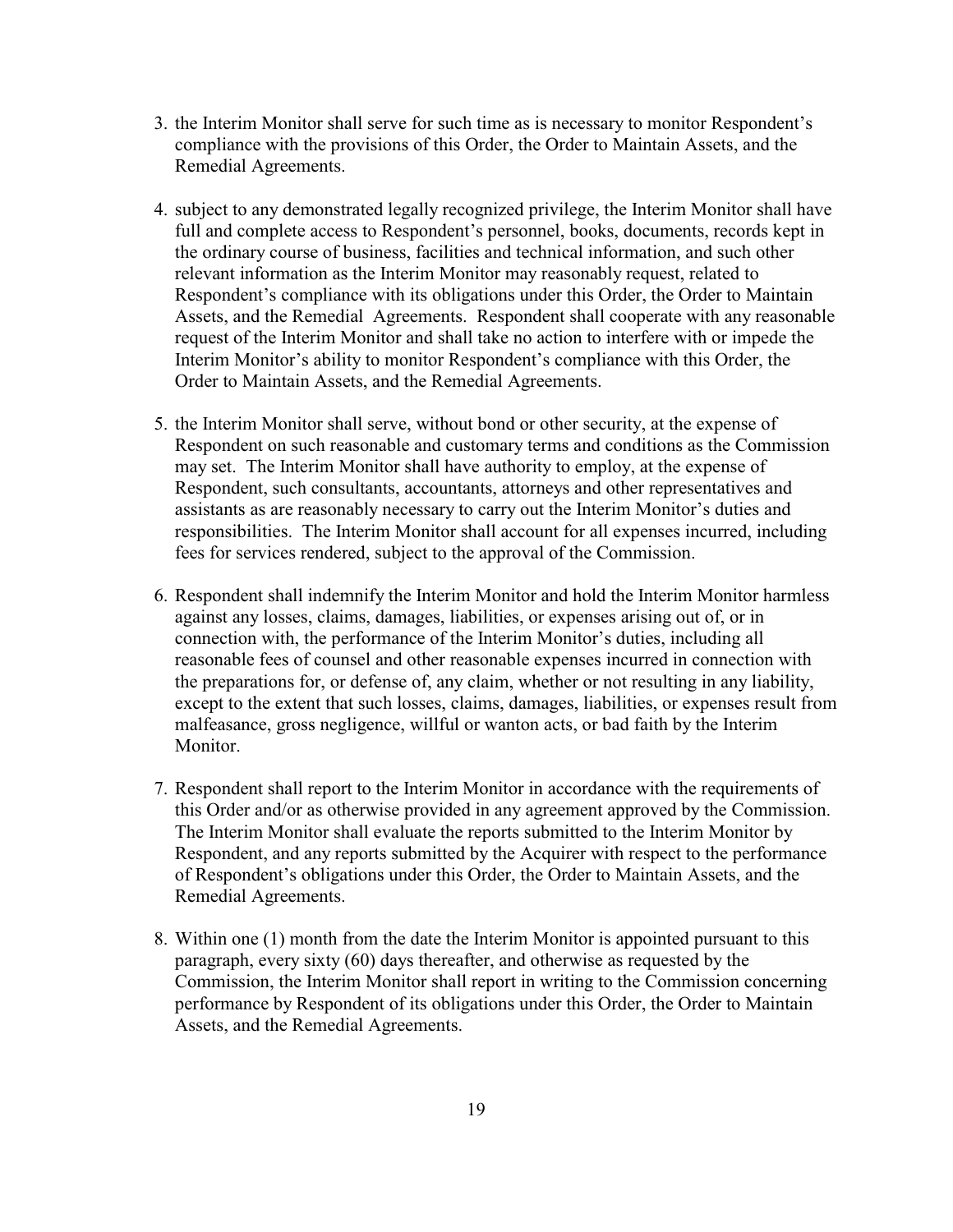3. the Interim Monitor shall serve for such time as is necessary to monitor Respondent's compliance with the provisions of this Order, the Order to Maintain Assets, and the Remedial Agreements.

4. subject to any demonstrated legally recognized privilege, the Interim Monitor shall have full and complete access to Respondent's personnel, books, documents, records kept in the ordinary course of business, facilities and technical information, and such other relevant information as the Interim Monitor may reasonably request, related to Respondent's compliance with its obligations under this Order, the Order to Maintain Assets, and the Remedial Agreements. Respondent shall cooperate with any reasonable request of the Interim Monitor and shall take no action to interfere with or impede the Interim Monitor's ability to monitor Respondent's compliance with this Order, the Order to Maintain Assets, and the Remedial Agreements.

5. the Interim Monitor shall serve, without bond or other security, at the expense of Respondent on such reasonable and customary terms and conditions as the Commission may set. The Interim Monitor shall have authority to employ, at the expense of Respondent, such consultants, accountants, attorneys and other representatives and assistants as are reasonably necessary to carry out the Interim Monitor's duties and responsibilities. The Interim Monitor shall account for all expenses incurred, including fees for services rendered, subject to the approval of the Commission.

6. Respondent shall indemnify the Interim Monitor and hold the Interim Monitor harmless against any losses, claims, damages, liabilities, or expenses arising out of, or in connection with, the performance of the Interim Monitor's duties, including all reasonable fees of counsel and other reasonable expenses incurred in connection with the preparations for, or defense of, any claim, whether or not resulting in any liability, except to the extent that such losses, claims, damages, liabilities, or expenses result from malfeasance, gross negligence, willful or wanton acts, or bad faith by the Interim Monitor.

7. Respondent shall report to the Interim Monitor in accordance with the requirements of this Order and/or as otherwise provided in any agreement approved by the Commission. The Interim Monitor shall evaluate the reports submitted to the Interim Monitor by Respondent, and any reports submitted by the Acquirer with respect to the performance of Respondent's obligations under this Order, the Order to Maintain Assets, and the Remedial Agreements.

8. Within one (1) month from the date the Interim Monitor is appointed pursuant to this paragraph, every sixty (60) days thereafter, and otherwise as requested by the Commission, the Interim Monitor shall report in writing to the Commission concerning performance by Respondent of its obligations under this Order, the Order to Maintain Assets, and the Remedial Agreements.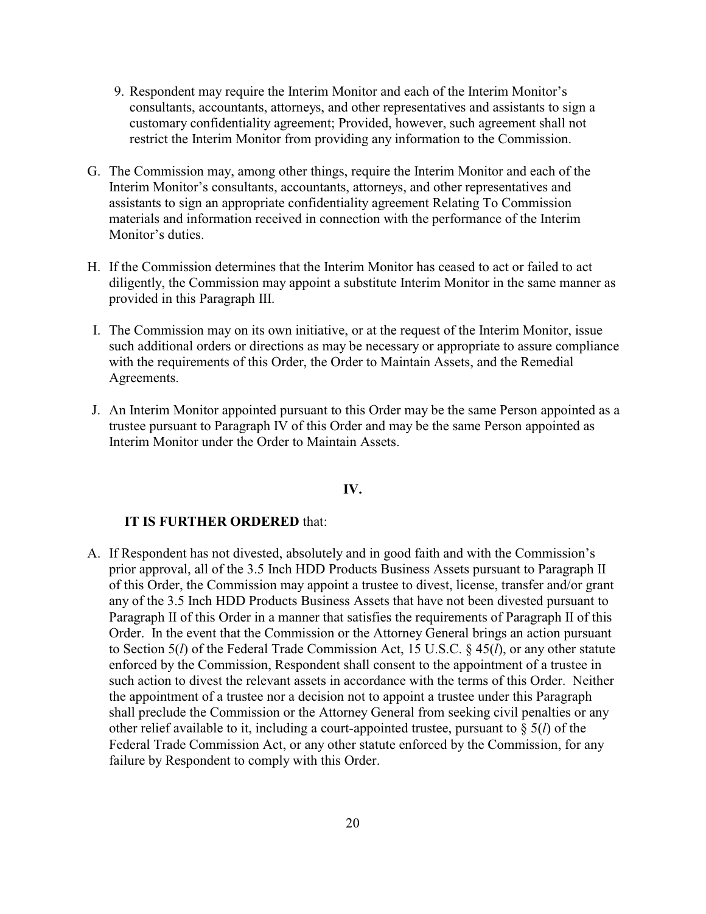9. Respondent may require the Interim Monitor and each of the Interim Monitor's consultants, accountants, attorneys, and other representatives and assistants to sign a customary confidentiality agreement; Provided, however, such agreement shall not restrict the Interim Monitor from providing any information to the Commission.

G. The Commission may, among other things, require the Interim Monitor and each of the Interim Monitor's consultants, accountants, attorneys, and other representatives and assistants to sign an appropriate confidentiality agreement Relating To Commission materials and information received in connection with the performance of the Interim Monitor's duties.

H. If the Commission determines that the Interim Monitor has ceased to act or failed to act diligently, the Commission may appoint a substitute Interim Monitor in the same manner as provided in this Paragraph III.

I. The Commission may on its own initiative, or at the request of the Interim Monitor, issue such additional orders or directions as may be necessary or appropriate to assure compliance with the requirements of this Order, the Order to Maintain Assets, and the Remedial Agreements.

J. An Interim Monitor appointed pursuant to this Order may be the same Person appointed as a trustee pursuant to Paragraph IV of this Order and may be the same Person appointed as Interim Monitor under the Order to Maintain Assets.

## IV.

**IT IS FURTHER ORDERED** that:

A. If Respondent has not divested, absolutely and in good faith and with the Commission's prior approval, all of the 3.5 Inch HDD Products Business Assets pursuant to Paragraph II of this Order, the Commission may appoint a trustee to divest, license, transfer and/or grant any of the 3.5 Inch HDD Products Business Assets that have not been divested pursuant to Paragraph II of this Order in a manner that satisfies the requirements of Paragraph II of this Order. In the event that the Commission or the Attorney General brings an action pursuant to Section 5(*l*) of the Federal Trade Commission Act, 15 U.S.C. § 45(*l*), or any other statute enforced by the Commission, Respondent shall consent to the appointment of a trustee in such action to divest the relevant assets in accordance with the terms of this Order. Neither the appointment of a trustee nor a decision not to appoint a trustee under this Paragraph shall preclude the Commission or the Attorney General from seeking civil penalties or any other relief available to it, including a court-appointed trustee, pursuant to § 5(*l*) of the Federal Trade Commission Act, or any other statute enforced by the Commission, for any failure by Respondent to comply with this Order.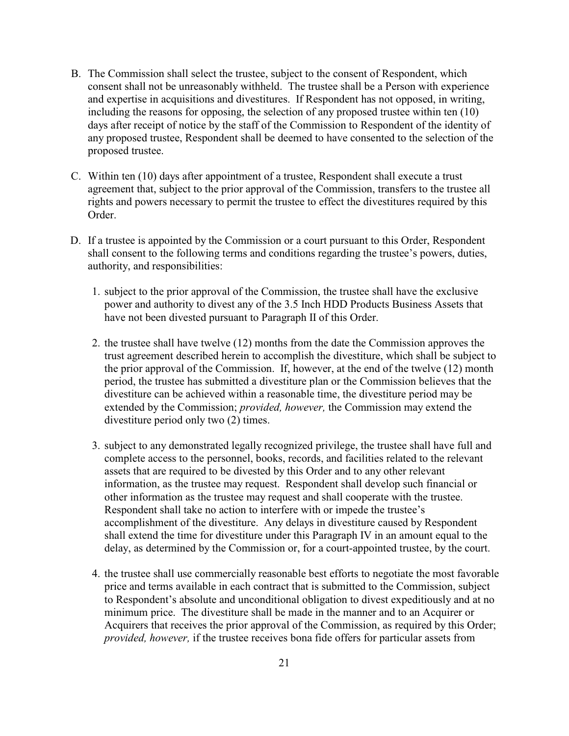B. The Commission shall select the trustee, subject to the consent of Respondent, which consent shall not be unreasonably withheld. The trustee shall be a Person with experience and expertise in acquisitions and divestitures. If Respondent has not opposed, in writing, including the reasons for opposing, the selection of any proposed trustee within ten (10) days after receipt of notice by the staff of the Commission to Respondent of the identity of any proposed trustee, Respondent shall be deemed to have consented to the selection of the proposed trustee.

C. Within ten (10) days after appointment of a trustee, Respondent shall execute a trust agreement that, subject to the prior approval of the Commission, transfers to the trustee all rights and powers necessary to permit the trustee to effect the divestitures required by this Order.

D. If a trustee is appointed by the Commission or a court pursuant to this Order, Respondent shall consent to the following terms and conditions regarding the trustee's powers, duties, authority, and responsibilities:

1. subject to the prior approval of the Commission, the trustee shall have the exclusive power and authority to divest any of the 3.5 Inch HDD Products Business Assets that have not been divested pursuant to Paragraph II of this Order.

2. the trustee shall have twelve (12) months from the date the Commission approves the trust agreement described herein to accomplish the divestiture, which shall be subject to the prior approval of the Commission. If, however, at the end of the twelve (12) month period, the trustee has submitted a divestiture plan or the Commission believes that the divestiture can be achieved within a reasonable time, the divestiture period may be extended by the Commission; *provided, however,* the Commission may extend the divestiture period only two (2) times.

3. subject to any demonstrated legally recognized privilege, the trustee shall have full and complete access to the personnel, books, records, and facilities related to the relevant assets that are required to be divested by this Order and to any other relevant information, as the trustee may request. Respondent shall develop such financial or other information as the trustee may request and shall cooperate with the trustee. Respondent shall take no action to interfere with or impede the trustee's accomplishment of the divestiture. Any delays in divestiture caused by Respondent shall extend the time for divestiture under this Paragraph IV in an amount equal to the delay, as determined by the Commission or, for a court-appointed trustee, by the court.

4. the trustee shall use commercially reasonable best efforts to negotiate the most favorable price and terms available in each contract that is submitted to the Commission, subject to Respondent's absolute and unconditional obligation to divest expeditiously and at no minimum price. The divestiture shall be made in the manner and to an Acquirer or Acquirers that receives the prior approval of the Commission, as required by this Order; *provided, however,* if the trustee receives bona fide offers for particular assets from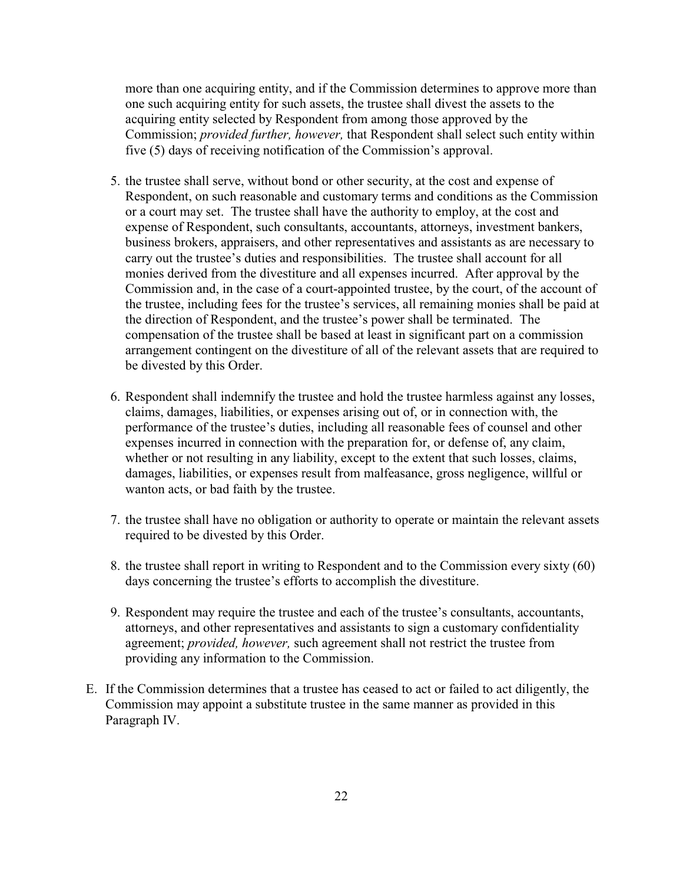more than one acquiring entity, and if the Commission determines to approve more than one such acquiring entity for such assets, the trustee shall divest the assets to the acquiring entity selected by Respondent from among those approved by the Commission; *provided further, however,* that Respondent shall select such entity within five (5) days of receiving notification of the Commission's approval.

5. the trustee shall serve, without bond or other security, at the cost and expense of Respondent, on such reasonable and customary terms and conditions as the Commission or a court may set. The trustee shall have the authority to employ, at the cost and expense of Respondent, such consultants, accountants, attorneys, investment bankers, business brokers, appraisers, and other representatives and assistants as are necessary to carry out the trustee's duties and responsibilities. The trustee shall account for all monies derived from the divestiture and all expenses incurred. After approval by the Commission and, in the case of a court-appointed trustee, by the court, of the account of the trustee, including fees for the trustee's services, all remaining monies shall be paid at the direction of Respondent, and the trustee's power shall be terminated. The compensation of the trustee shall be based at least in significant part on a commission arrangement contingent on the divestiture of all of the relevant assets that are required to be divested by this Order.

6. Respondent shall indemnify the trustee and hold the trustee harmless against any losses, claims, damages, liabilities, or expenses arising out of, or in connection with, the performance of the trustee's duties, including all reasonable fees of counsel and other expenses incurred in connection with the preparation for, or defense of, any claim, whether or not resulting in any liability, except to the extent that such losses, claims, damages, liabilities, or expenses result from malfeasance, gross negligence, willful or wanton acts, or bad faith by the trustee.

7. the trustee shall have no obligation or authority to operate or maintain the relevant assets required to be divested by this Order.

8. the trustee shall report in writing to Respondent and to the Commission every sixty (60) days concerning the trustee's efforts to accomplish the divestiture.

9. Respondent may require the trustee and each of the trustee's consultants, accountants, attorneys, and other representatives and assistants to sign a customary confidentiality agreement; *provided, however,* such agreement shall not restrict the trustee from providing any information to the Commission.

E. If the Commission determines that a trustee has ceased to act or failed to act diligently, the Commission may appoint a substitute trustee in the same manner as provided in this Paragraph IV.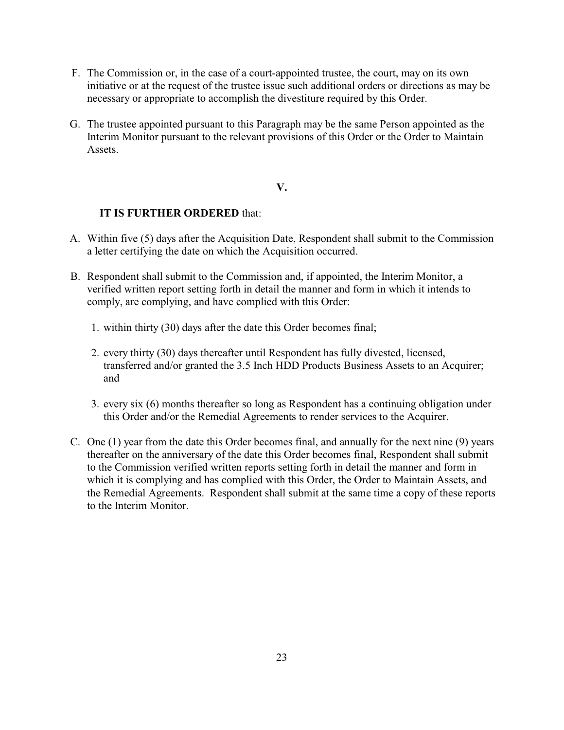F. The Commission or, in the case of a court-appointed trustee, the court, may on its own initiative or at the request of the trustee issue such additional orders or directions as may be necessary or appropriate to accomplish the divestiture required by this Order.

G. The trustee appointed pursuant to this Paragraph may be the same Person appointed as the Interim Monitor pursuant to the relevant provisions of this Order or the Order to Maintain Assets.

## V.

**IT IS FURTHER ORDERED** that:

A. Within five (5) days after the Acquisition Date, Respondent shall submit to the Commission a letter certifying the date on which the Acquisition occurred.

B. Respondent shall submit to the Commission and, if appointed, the Interim Monitor, a verified written report setting forth in detail the manner and form in which it intends to comply, are complying, and have complied with this Order:

1. within thirty (30) days after the date this Order becomes final;
2. every thirty (30) days thereafter until Respondent has fully divested, licensed, transferred and/or granted the 3.5 Inch HDD Products Business Assets to an Acquirer; and
3. every six (6) months thereafter so long as Respondent has a continuing obligation under this Order and/or the Remedial Agreements to render services to the Acquirer.

C. One (1) year from the date this Order becomes final, and annually for the next nine (9) years thereafter on the anniversary of the date this Order becomes final, Respondent shall submit to the Commission verified written reports setting forth in detail the manner and form in which it is complying and has complied with this Order, the Order to Maintain Assets, and the Remedial Agreements. Respondent shall submit at the same time a copy of these reports to the Interim Monitor.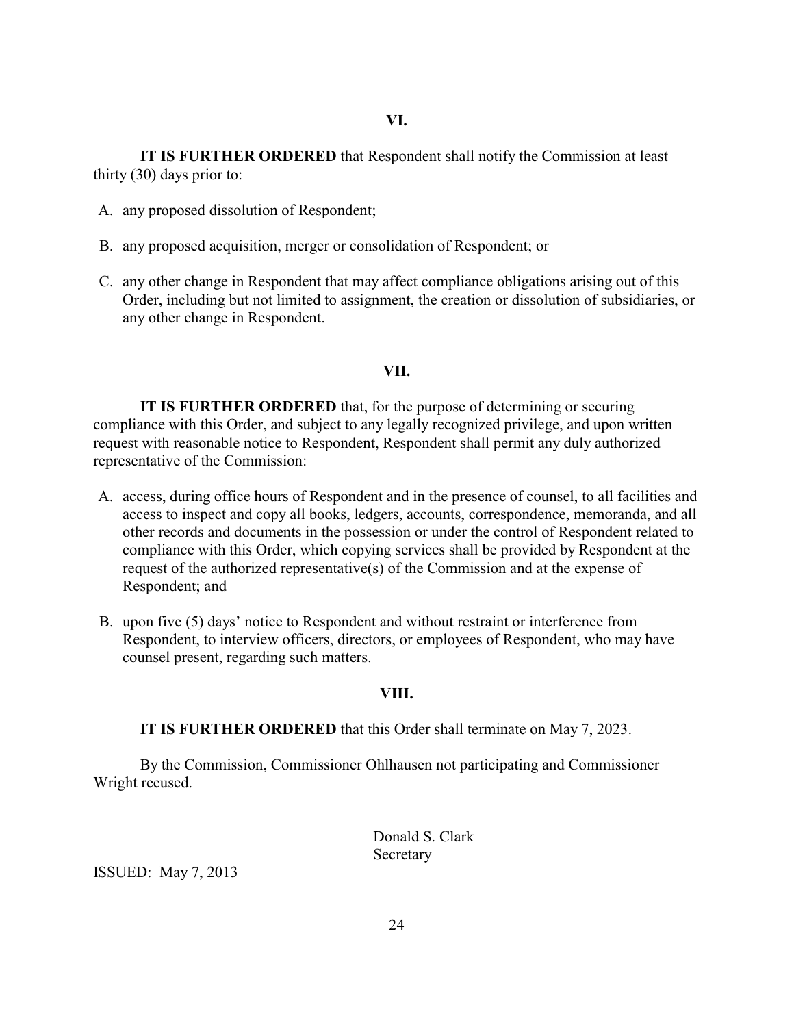## VI.

**IT IS FURTHER ORDERED** that Respondent shall notify the Commission at least thirty (30) days prior to:

A. any proposed dissolution of Respondent;

B. any proposed acquisition, merger or consolidation of Respondent; or

C. any other change in Respondent that may affect compliance obligations arising out of this Order, including but not limited to assignment, the creation or dissolution of subsidiaries, or any other change in Respondent.

## VII.

**IT IS FURTHER ORDERED** that, for the purpose of determining or securing compliance with this Order, and subject to any legally recognized privilege, and upon written request with reasonable notice to Respondent, Respondent shall permit any duly authorized representative of the Commission:

A. access, during office hours of Respondent and in the presence of counsel, to all facilities and access to inspect and copy all books, ledgers, accounts, correspondence, memoranda, and all other records and documents in the possession or under the control of Respondent related to compliance with this Order, which copying services shall be provided by Respondent at the request of the authorized representative(s) of the Commission and at the expense of Respondent; and

B. upon five (5) days' notice to Respondent and without restraint or interference from Respondent, to interview officers, directors, or employees of Respondent, who may have counsel present, regarding such matters.

## VIII.

**IT IS FURTHER ORDERED** that this Order shall terminate on May 7, 2023.

By the Commission, Commissioner Ohlhausen not participating and Commissioner Wright recused.

Donald S. Clark
Secretary

ISSUED: May 7, 2013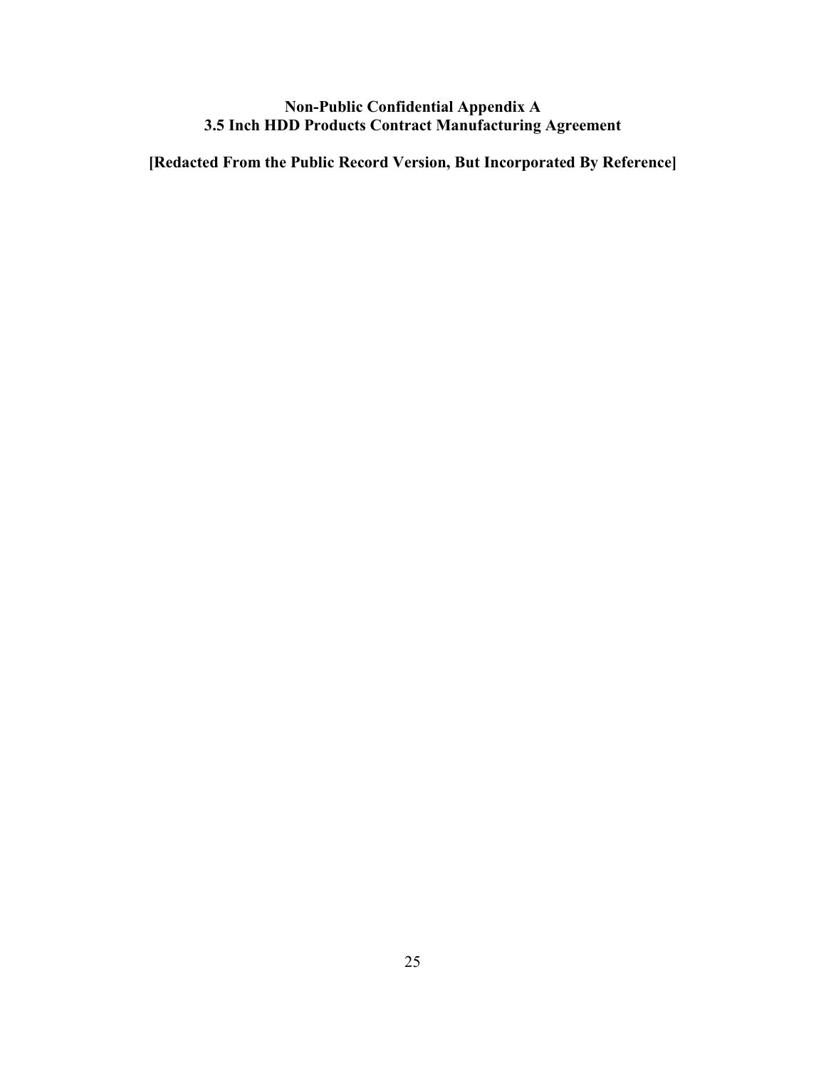**Non-Public Confidential Appendix A**
**3.5 Inch HDD Products Contract Manufacturing Agreement**

**[Redacted From the Public Record Version, But Incorporated By Reference]**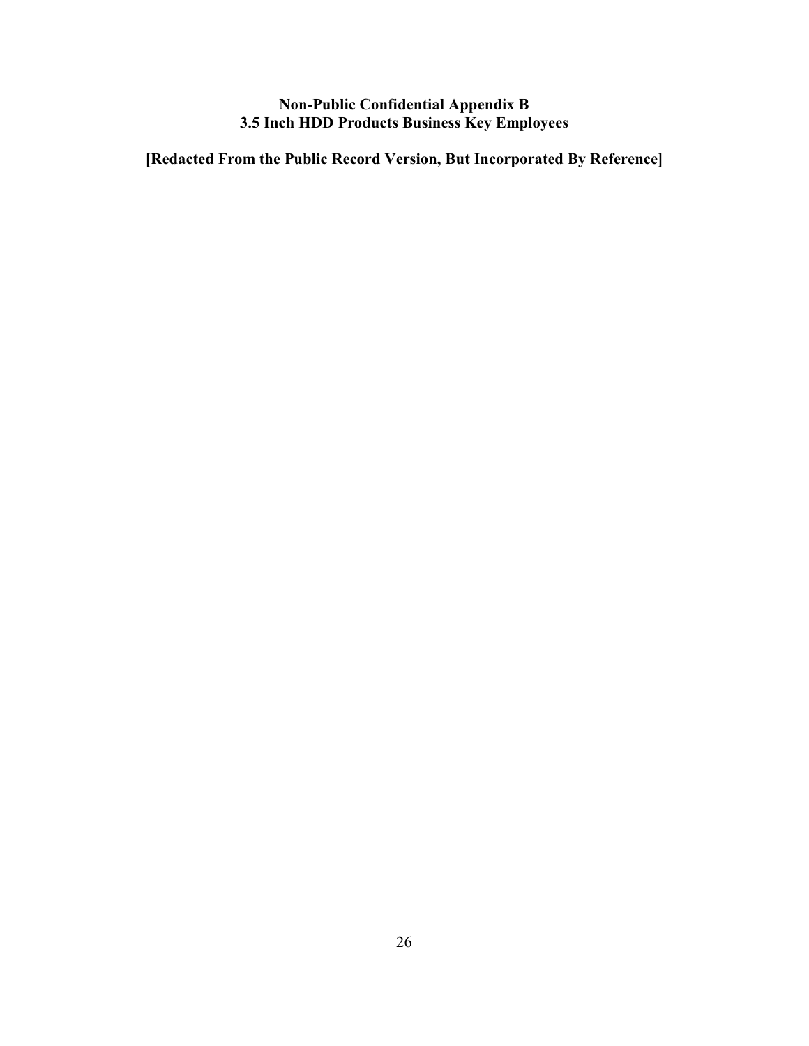**Non-Public Confidential Appendix B**
**3.5 Inch HDD Products Business Key Employees**

**[Redacted From the Public Record Version, But Incorporated By Reference]**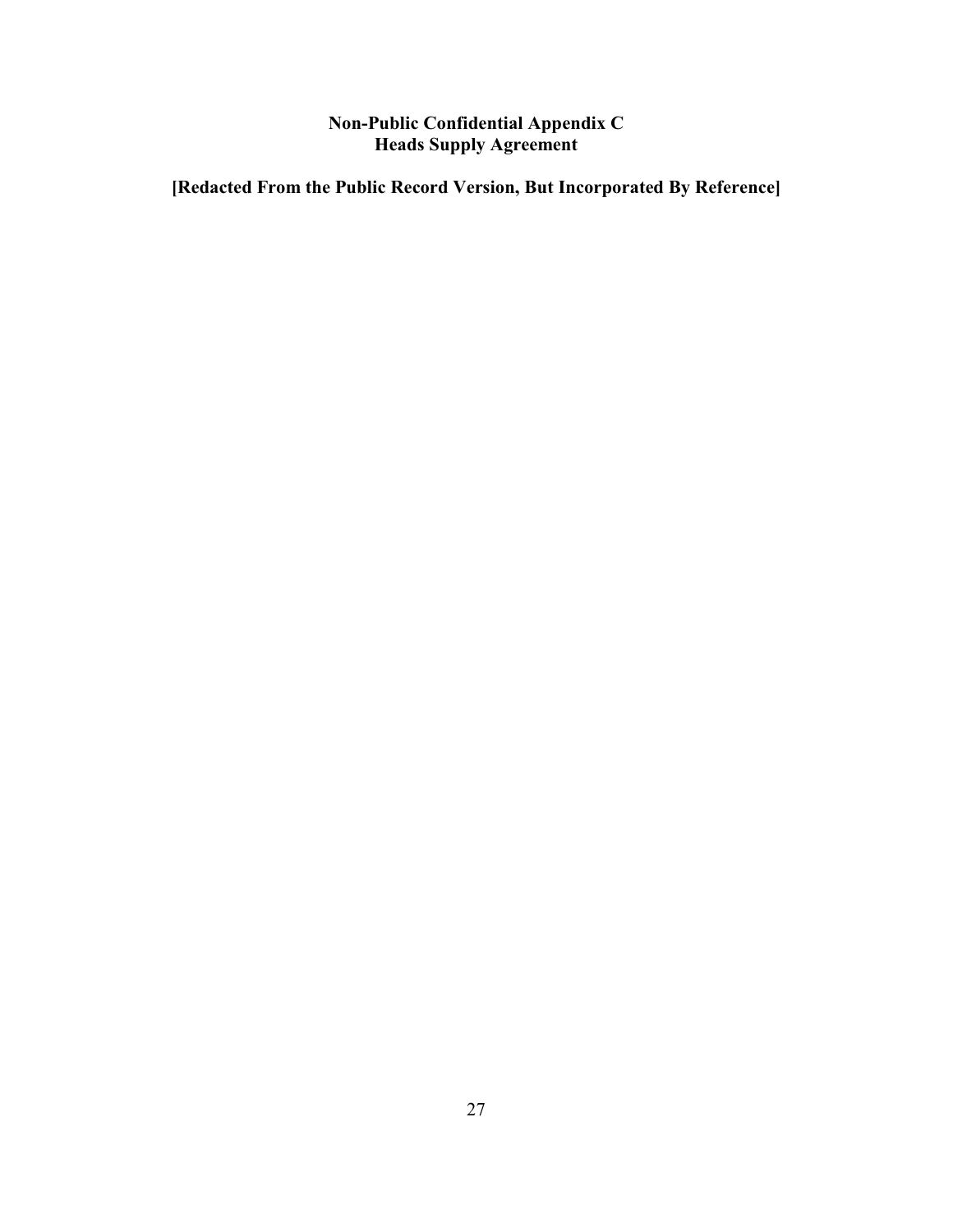**Non-Public Confidential Appendix C**
**Heads Supply Agreement**

**[Redacted From the Public Record Version, But Incorporated By Reference]**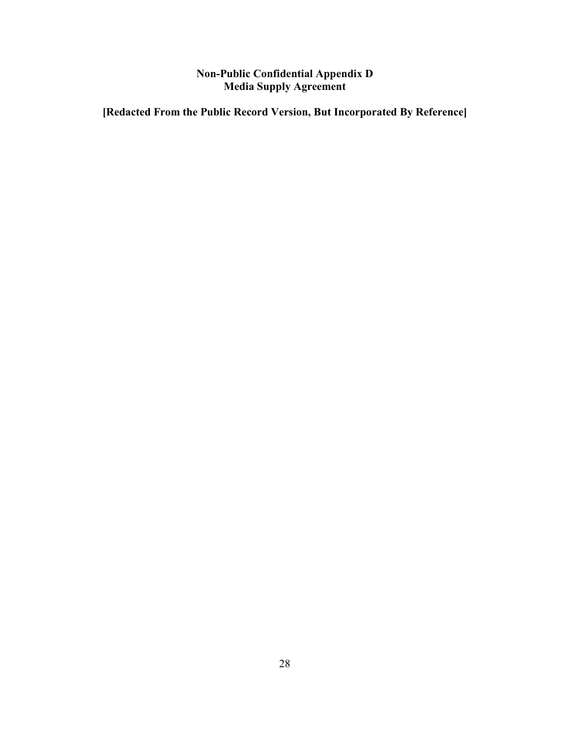# Non-Public Confidential Appendix D
# Media Supply Agreement

**[Redacted From the Public Record Version, But Incorporated By Reference]**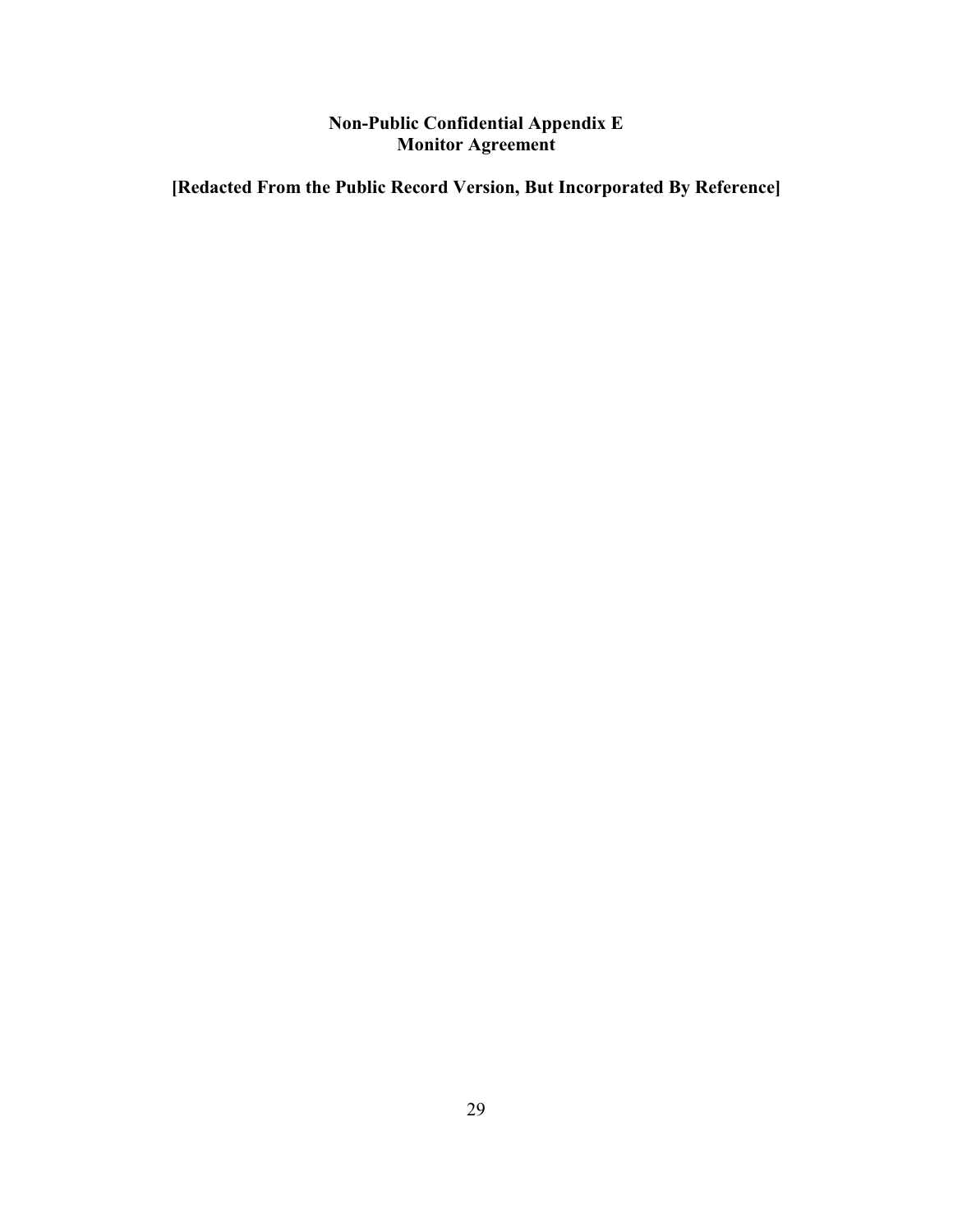# Non-Public Confidential Appendix E
# Monitor Agreement

**[Redacted From the Public Record Version, But Incorporated By Reference]**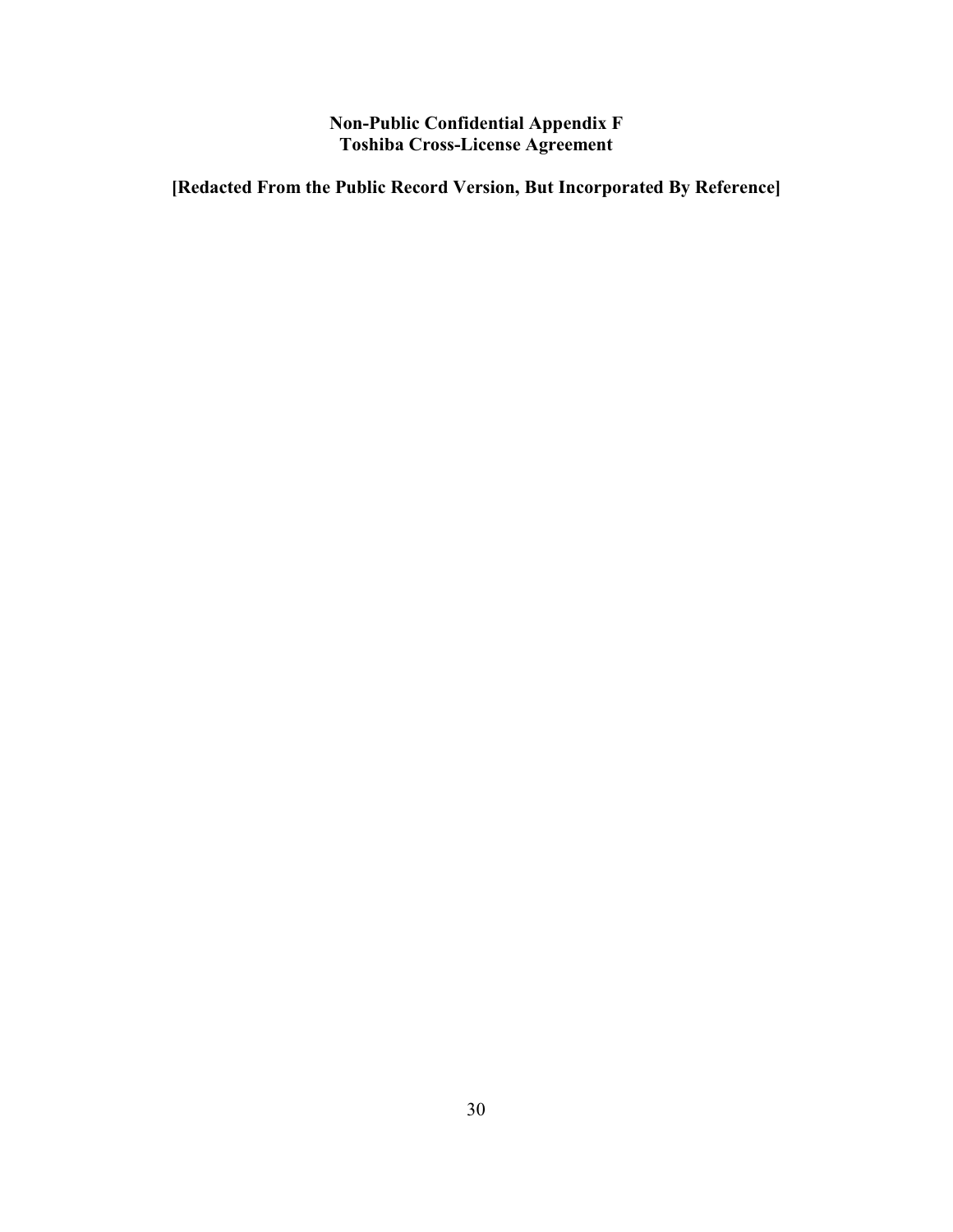# Non-Public Confidential Appendix F
# Toshiba Cross-License Agreement

**[Redacted From the Public Record Version, But Incorporated By Reference]**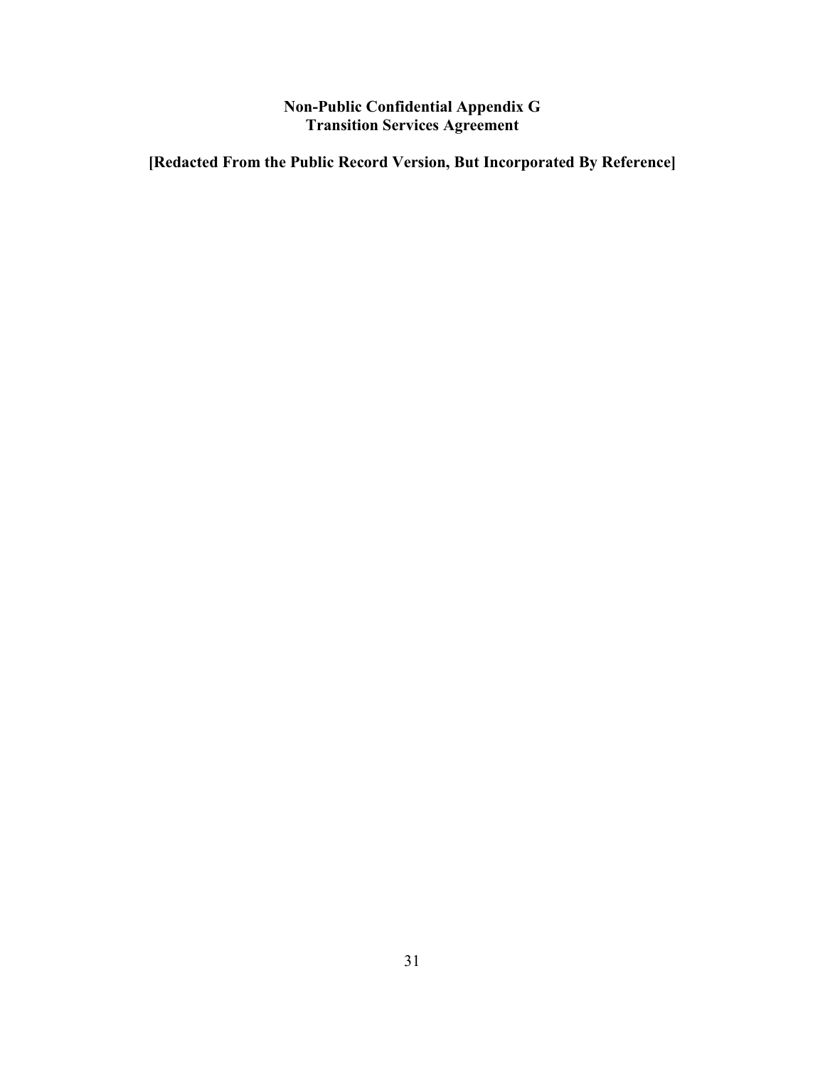**Non-Public Confidential Appendix G**
**Transition Services Agreement**

**[Redacted From the Public Record Version, But Incorporated By Reference]**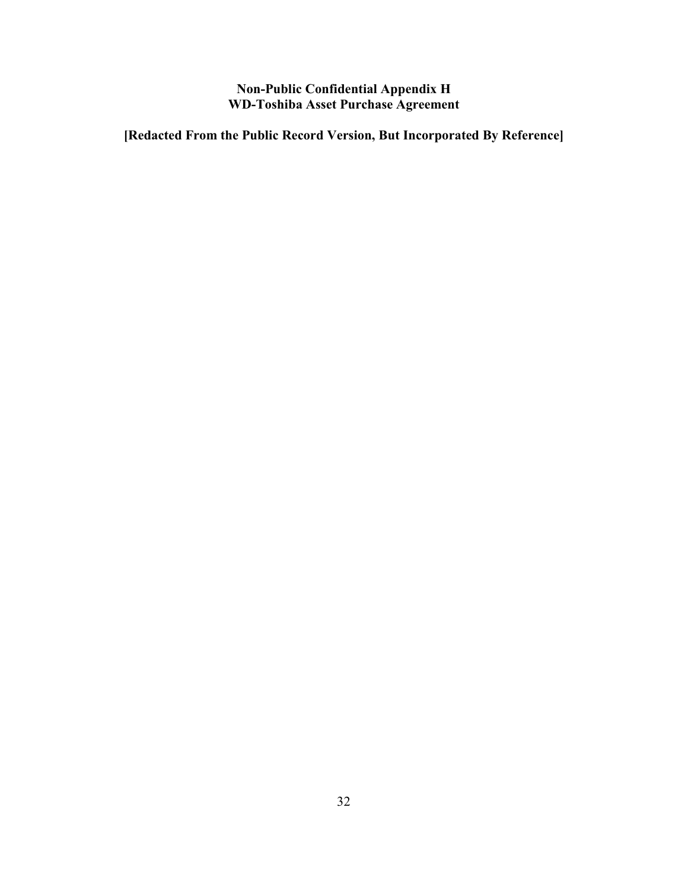**Non-Public Confidential Appendix H**
**WD-Toshiba Asset Purchase Agreement**

**[Redacted From the Public Record Version, But Incorporated By Reference]**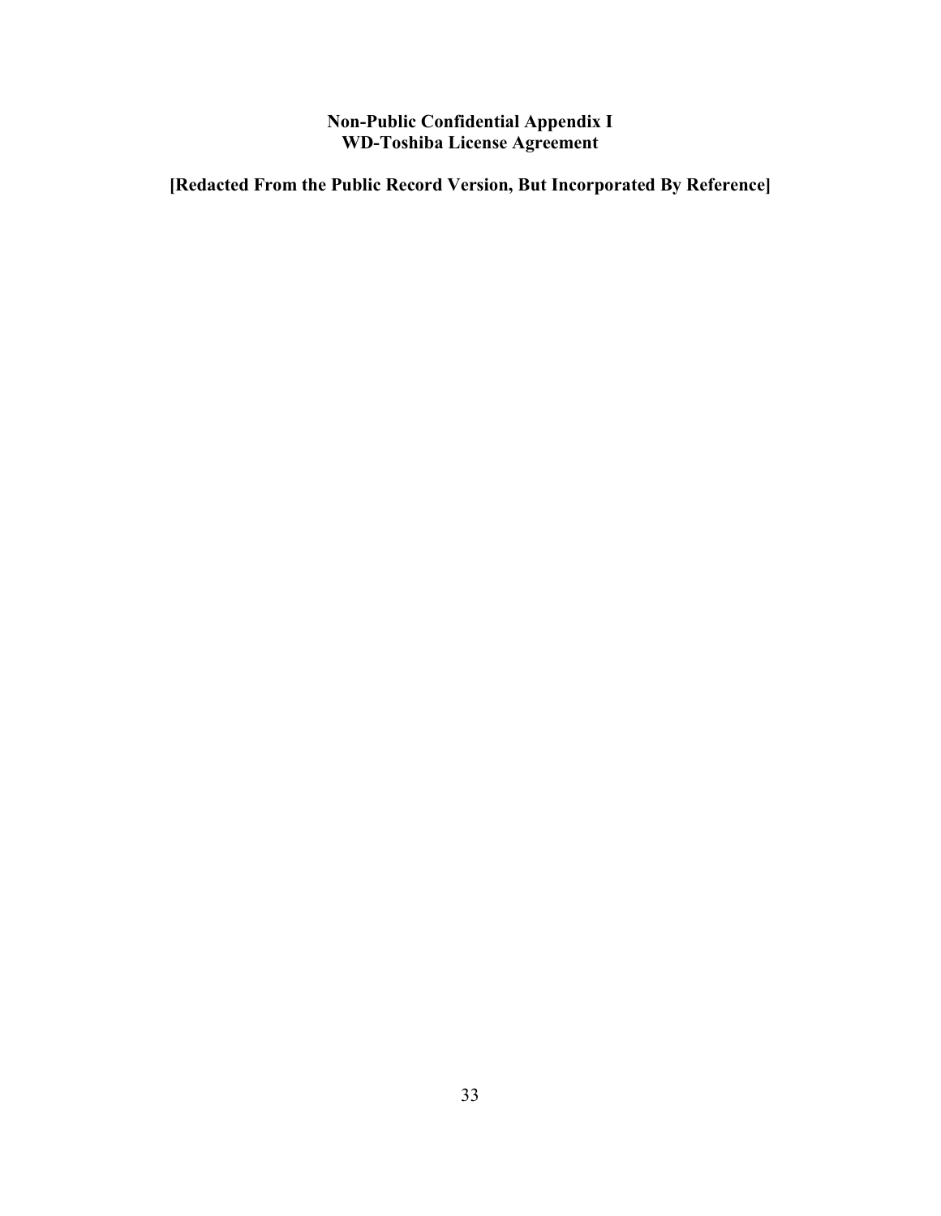**Non-Public Confidential Appendix I**
**WD-Toshiba License Agreement**

**[Redacted From the Public Record Version, But Incorporated By Reference]**